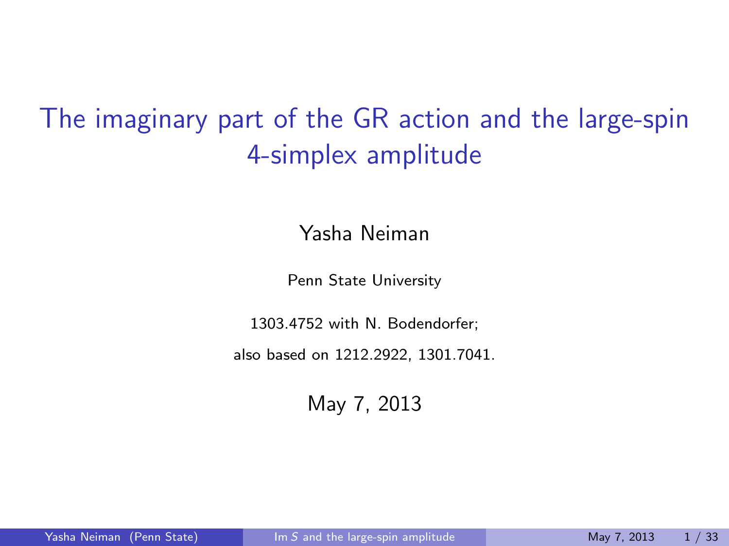# The imaginary part of the GR action and the large-spin 4-simplex amplitude

Yasha Neiman

Penn State University

1303.4752 with N. Bodendorfer;

also based on 1212.2922, 1301.7041.

May 7, 2013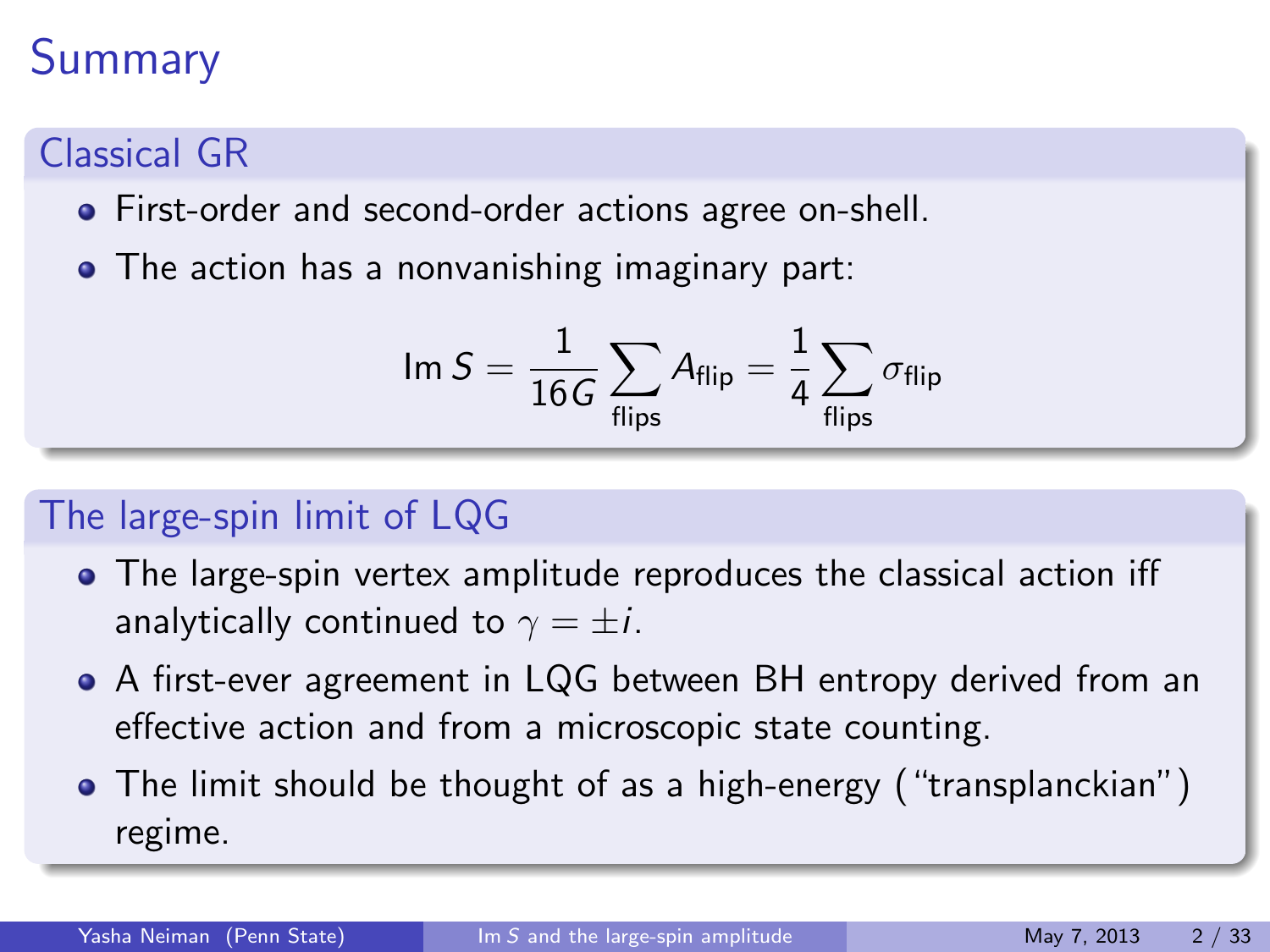# Summary

## Classical GR

- First-order and second-order actions agree on-shell.
- The action has a nonvanishing imaginary part:

$$\operatorname{Im} S = \frac{1}{16G} \sum_{\text{flips}} A_{\text{flip}} = \frac{1}{4} \sum_{\text{flips}} \sigma_{\text{flip}}$$

## The large-spin limit of LQG

- The large-spin vertex amplitude reproduces the classical action iff analytically continued to $\gamma = \pm i$.
- A first-ever agreement in LQG between BH entropy derived from an effective action and from a microscopic state counting.
- The limit should be thought of as a high-energy ("transplanckian") regime.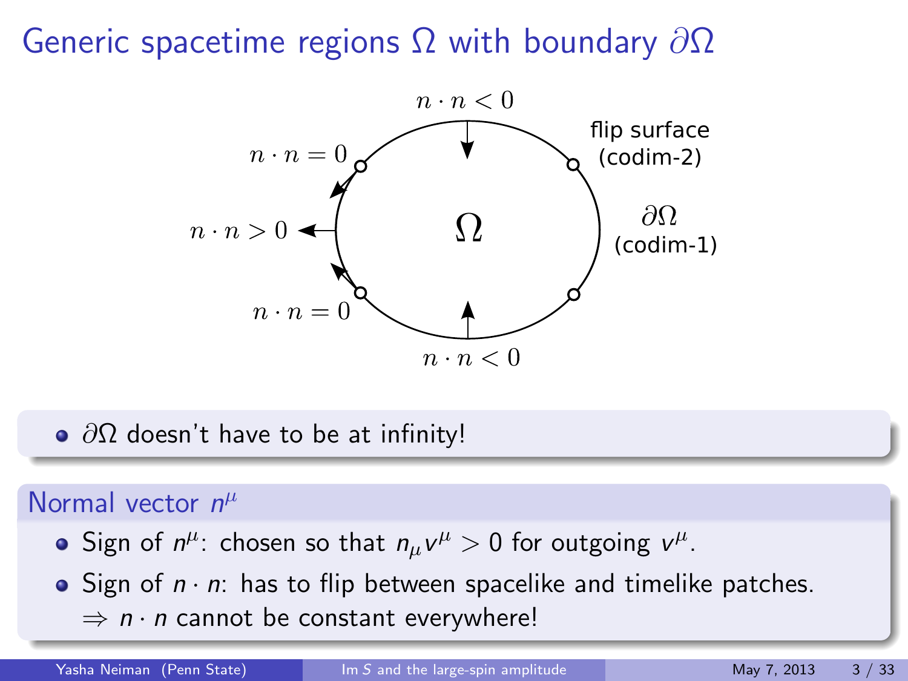# Generic spacetime regions $\Omega$ with boundary $\partial\Omega$

$n \cdot n < 0$

flip surface (codim-2)

$n \cdot n = 0$

$\partial\Omega$ (codim-1)

$n \cdot n > 0$

$\Omega$

$n \cdot n = 0$

$n \cdot n < 0$

- $\partial\Omega$ doesn't have to be at infinity!

## Normal vector $n^\mu$

- Sign of $n^\mu$: chosen so that $n_\mu v^\mu > 0$ for outgoing $v^\mu$.
- Sign of $n \cdot n$: has to flip between spacelike and timelike patches.
  $\Rightarrow$ $n \cdot n$ cannot be constant everywhere!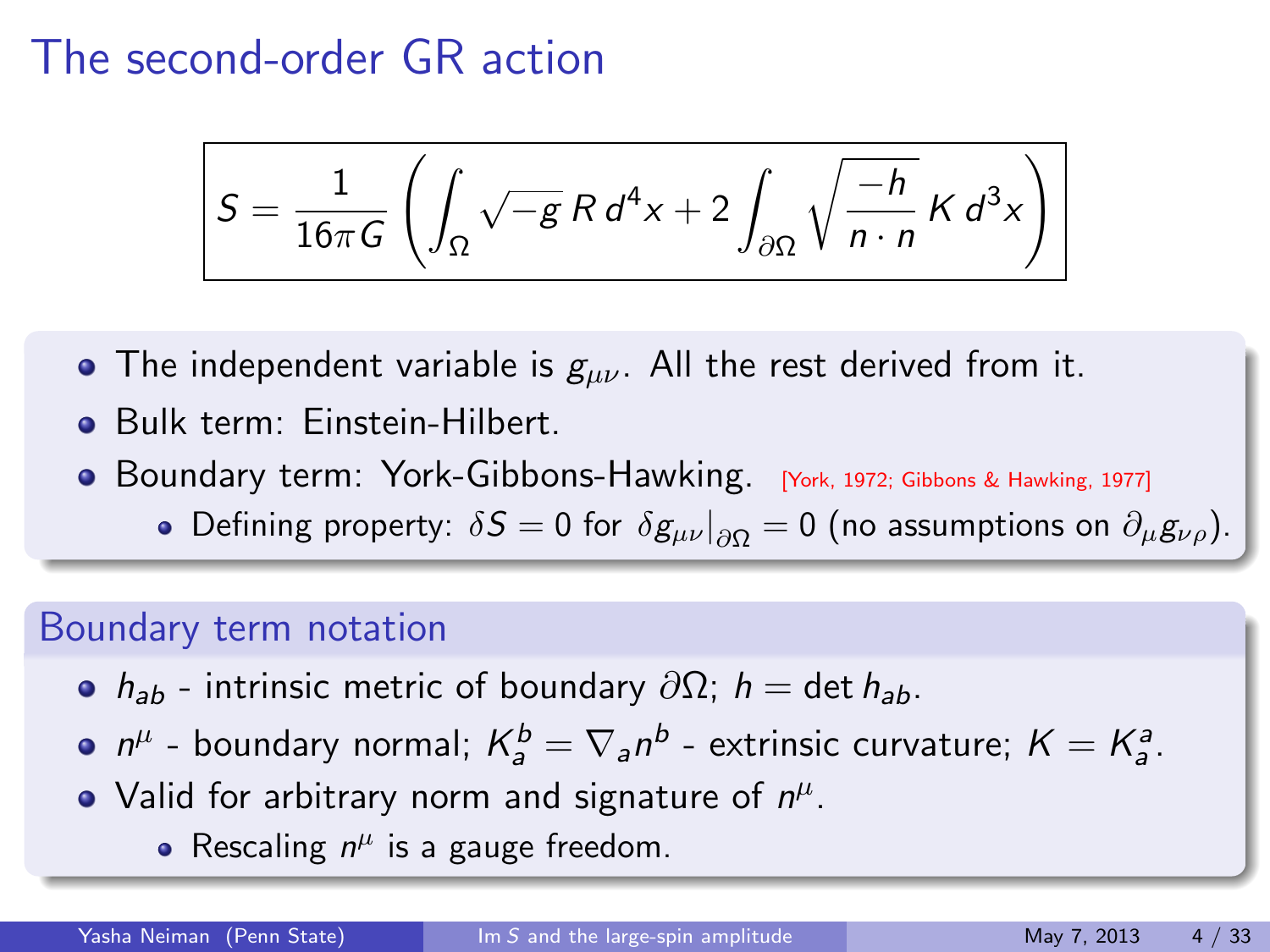# The second-order GR action

$$S = \frac{1}{16\pi G}\left(\int_\Omega \sqrt{-g}\, R\, d^4x + 2\int_{\partial\Omega} \sqrt{\frac{-h}{n\cdot n}}\, K\, d^3x\right)$$

- The independent variable is $g_{\mu\nu}$. All the rest derived from it.
- Bulk term: Einstein-Hilbert.
- Boundary term: York-Gibbons-Hawking. [York, 1972; Gibbons & Hawking, 1977]
  - Defining property: $\delta S = 0$ for $\delta g_{\mu\nu}|_{\partial\Omega} = 0$ (no assumptions on $\partial_\mu g_{\nu\rho}$).

## Boundary term notation

- $h_{ab}$ - intrinsic metric of boundary $\partial\Omega$; $h = \det h_{ab}$.
- $n^\mu$ - boundary normal; $K_a^b = \nabla_a n^b$ - extrinsic curvature; $K = K_a^a$.
- Valid for arbitrary norm and signature of $n^\mu$.
  - Rescaling $n^\mu$ is a gauge freedom.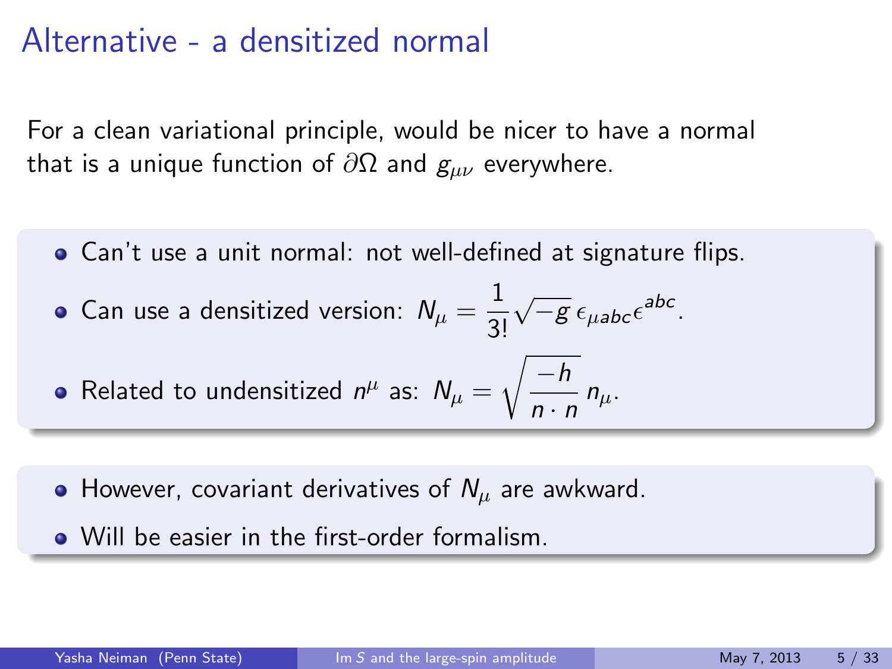# Alternative - a densitized normal

For a clean variational principle, would be nicer to have a normal that is a unique function of $\partial\Omega$ and $g_{\mu\nu}$ everywhere.

- Can't use a unit normal: not well-defined at signature flips.
- Can use a densitized version: $N_\mu = \frac{1}{3!}\sqrt{-g}\,\epsilon_{\mu abc}\epsilon^{abc}$.
- Related to undensitized $n^\mu$ as: $N_\mu = \sqrt{\frac{-h}{n \cdot n}}\, n_\mu$.

- However, covariant derivatives of $N_\mu$ are awkward.
- Will be easier in the first-order formalism.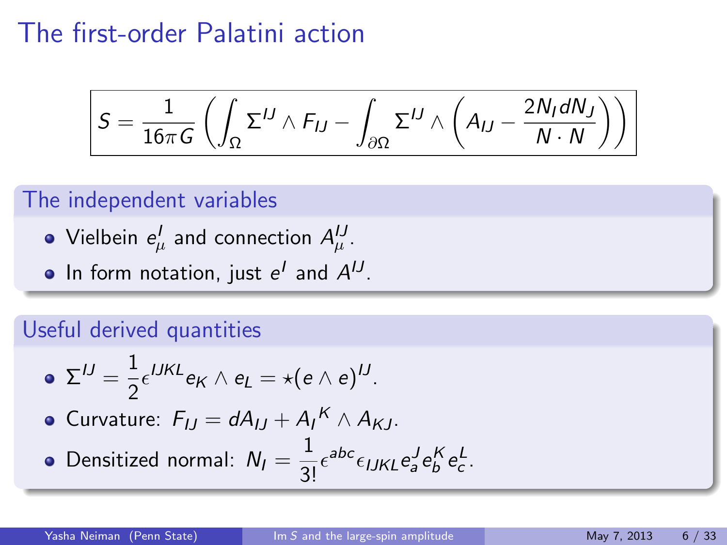# The first-order Palatini action

$$
S = \frac{1}{16\pi G}\left(\int_\Omega \Sigma^{IJ}\wedge F_{IJ} - \int_{\partial\Omega}\Sigma^{IJ}\wedge\left(A_{IJ} - \frac{2N_I dN_J}{N\cdot N}\right)\right)
$$

## The independent variables

- Vielbein $e^I_\mu$ and connection $A^{IJ}_\mu$.
- In form notation, just $e^I$ and $A^{IJ}$.

## Useful derived quantities

- $\Sigma^{IJ} = \frac{1}{2}\epsilon^{IJKL} e_K \wedge e_L = \star(e\wedge e)^{IJ}$.
- Curvature: $F_{IJ} = dA_{IJ} + A_I{}^K \wedge A_{KJ}$.
- Densitized normal: $N_I = \frac{1}{3!}\epsilon^{abc}\epsilon_{IJKL} e^J_a e^K_b e^L_c$.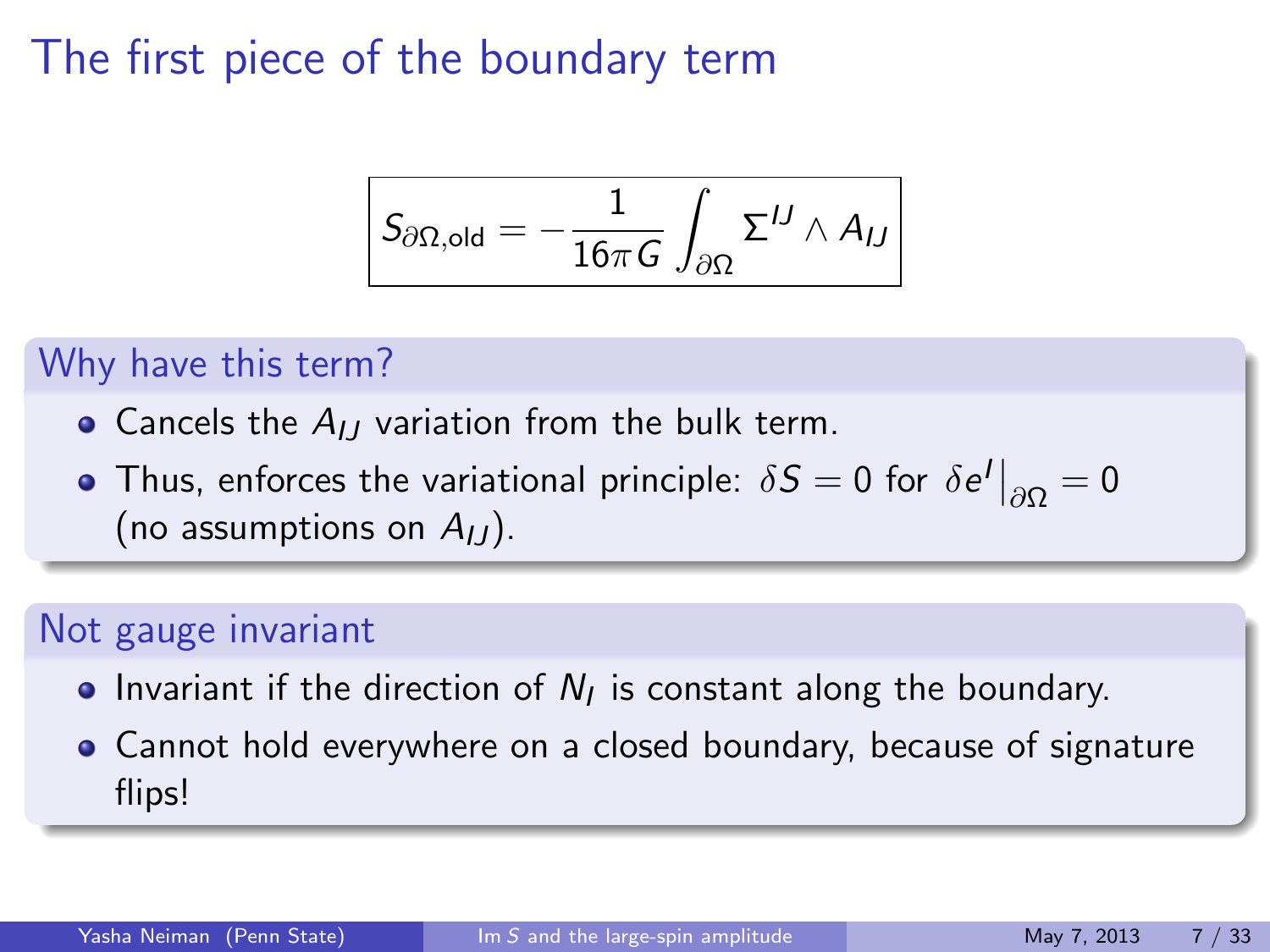# The first piece of the boundary term

$$S_{\partial\Omega,\text{old}} = -\frac{1}{16\pi G}\int_{\partial\Omega} \Sigma^{IJ} \wedge A_{IJ}$$

### Why have this term?

- Cancels the $A_{IJ}$ variation from the bulk term.
- Thus, enforces the variational principle: $\delta S = 0$ for $\delta e^I\big|_{\partial\Omega} = 0$ (no assumptions on $A_{IJ}$).

### Not gauge invariant

- Invariant if the direction of $N_I$ is constant along the boundary.
- Cannot hold everywhere on a closed boundary, because of signature flips!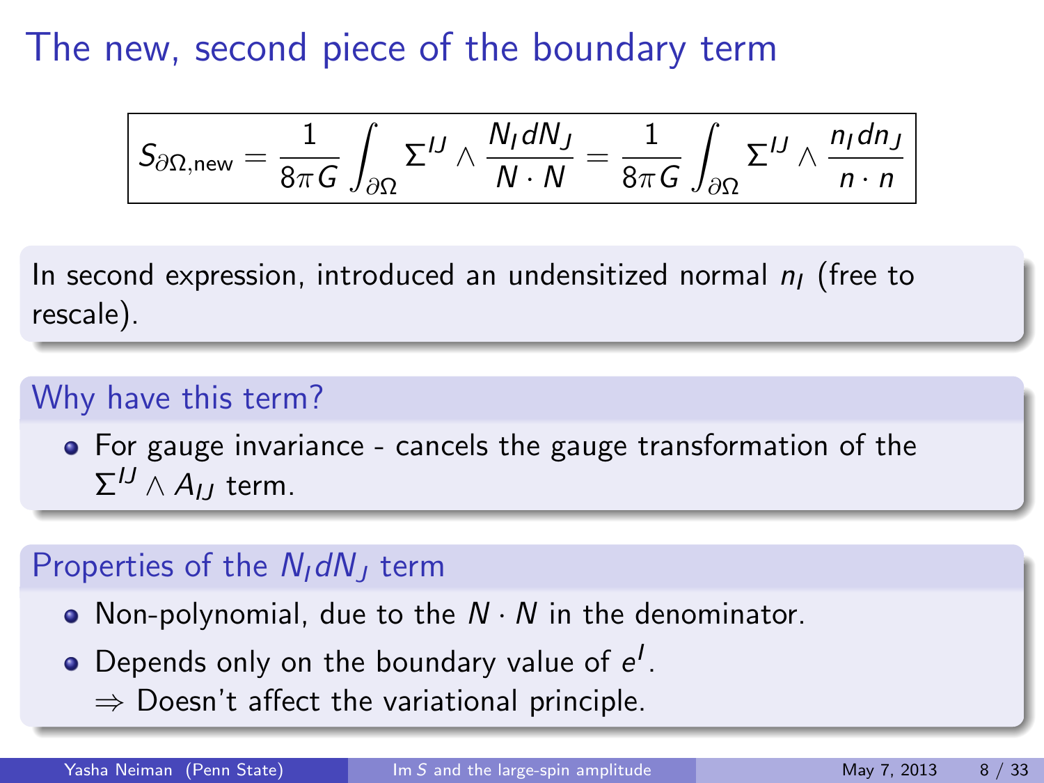# The new, second piece of the boundary term

$$S_{\partial\Omega,\text{new}} = \frac{1}{8\pi G}\int_{\partial\Omega} \Sigma^{IJ} \wedge \frac{N_I dN_J}{N \cdot N} = \frac{1}{8\pi G}\int_{\partial\Omega} \Sigma^{IJ} \wedge \frac{n_I dn_J}{n \cdot n}$$

In second expression, introduced an undensitized normal $n_I$ (free to rescale).

### Why have this term?

- For gauge invariance - cancels the gauge transformation of the $\Sigma^{IJ} \wedge A_{IJ}$ term.

### Properties of the $N_I dN_J$ term

- Non-polynomial, due to the $N \cdot N$ in the denominator.
- Depends only on the boundary value of $e^I$.
  $\Rightarrow$ Doesn't affect the variational principle.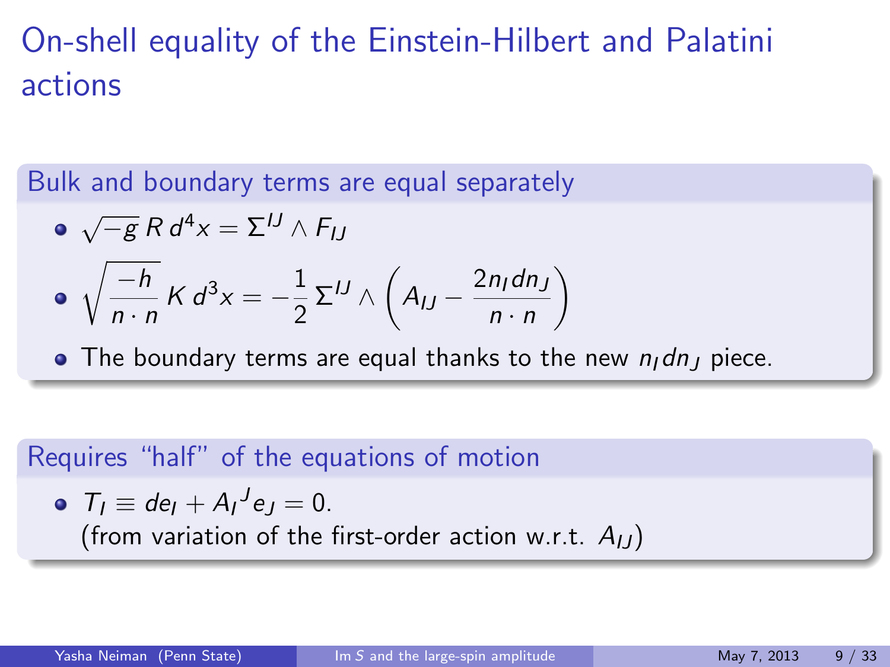# On-shell equality of the Einstein-Hilbert and Palatini actions

## Bulk and boundary terms are equal separately

- $\sqrt{-g}\, R\, d^4x = \Sigma^{IJ} \wedge F_{IJ}$
- $\sqrt{\dfrac{-h}{n \cdot n}}\, K\, d^3x = -\dfrac{1}{2}\, \Sigma^{IJ} \wedge \left( A_{IJ} - \dfrac{2 n_I dn_J}{n \cdot n} \right)$
- The boundary terms are equal thanks to the new $n_I dn_J$ piece.

## Requires "half" of the equations of motion

- $T_I \equiv de_I + A_I{}^J e_J = 0.$
  (from variation of the first-order action w.r.t. $A_{IJ}$)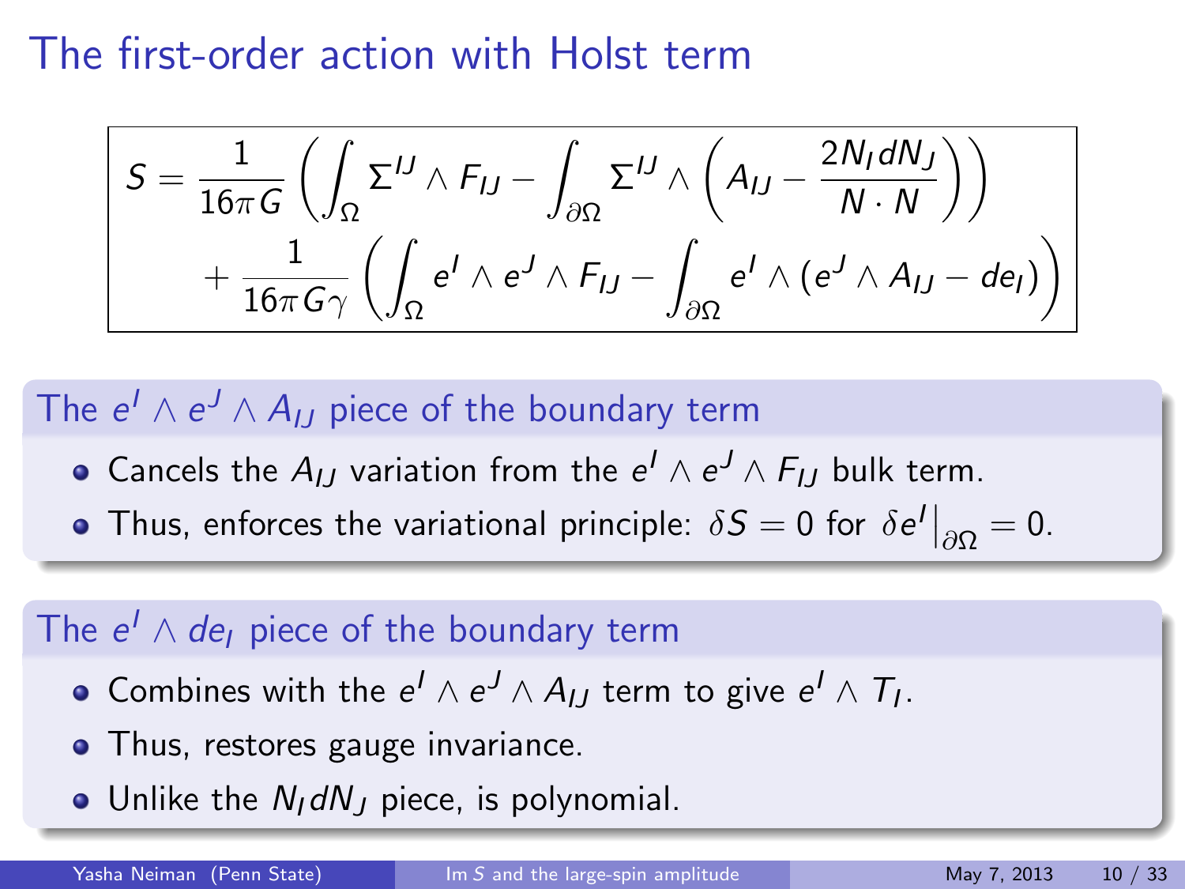# The first-order action with Holst term

$$S = \frac{1}{16\pi G}\left(\int_\Omega \Sigma^{IJ}\wedge F_{IJ} - \int_{\partial\Omega}\Sigma^{IJ}\wedge\left(A_{IJ} - \frac{2N_I dN_J}{N\cdot N}\right)\right) + \frac{1}{16\pi G\gamma}\left(\int_\Omega e^I\wedge e^J\wedge F_{IJ} - \int_{\partial\Omega} e^I\wedge\left(e^J\wedge A_{IJ} - de_I\right)\right)$$

## The $e^I\wedge e^J\wedge A_{IJ}$ piece of the boundary term

- Cancels the $A_{IJ}$ variation from the $e^I\wedge e^J\wedge F_{IJ}$ bulk term.
- Thus, enforces the variational principle: $\delta S = 0$ for $\delta e^I\big|_{\partial\Omega} = 0$.

## The $e^I\wedge de_I$ piece of the boundary term

- Combines with the $e^I\wedge e^J\wedge A_{IJ}$ term to give $e^I\wedge T_I$.
- Thus, restores gauge invariance.
- Unlike the $N_I dN_J$ piece, is polynomial.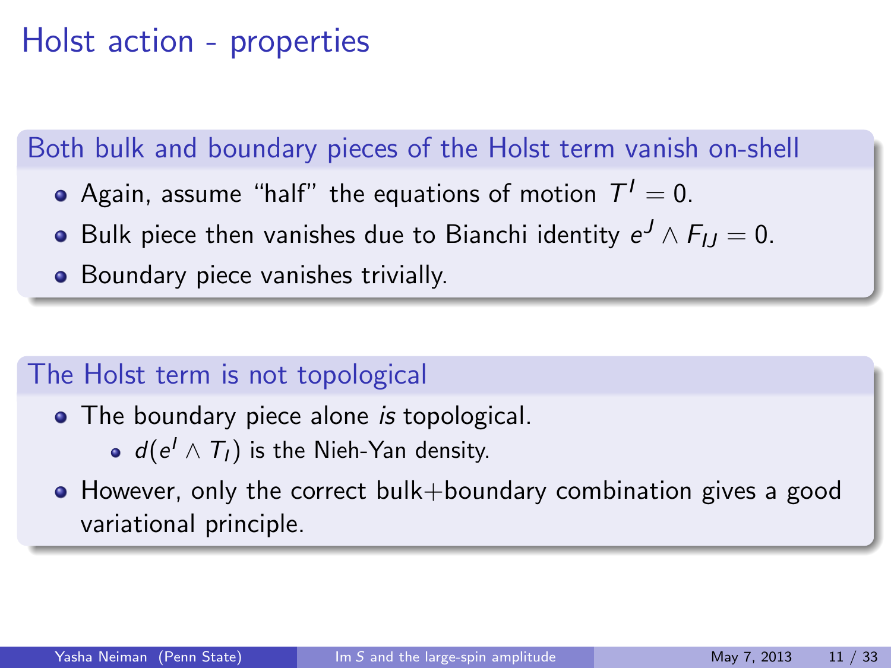# Holst action - properties

## Both bulk and boundary pieces of the Holst term vanish on-shell

- Again, assume "half" the equations of motion $T^I = 0$.
- Bulk piece then vanishes due to Bianchi identity $e^J \wedge F_{IJ} = 0$.
- Boundary piece vanishes trivially.

## The Holst term is not topological

- The boundary piece alone *is* topological.
  - $d(e^I \wedge T_I)$ is the Nieh-Yan density.
- However, only the correct bulk+boundary combination gives a good variational principle.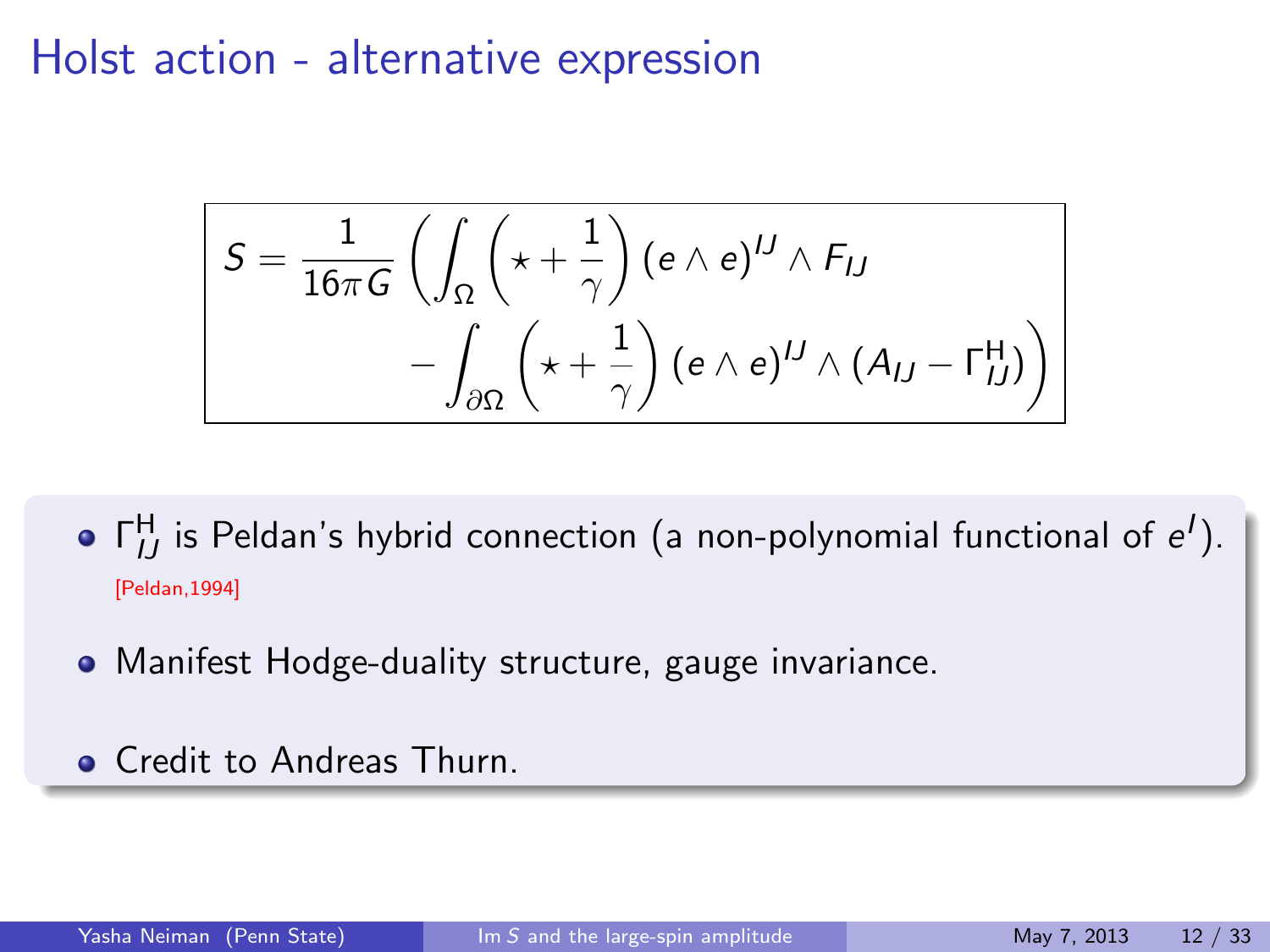# Holst action - alternative expression

$$
S = \frac{1}{16\pi G}\left(\int_\Omega \left(\star + \frac{1}{\gamma}\right)(e\wedge e)^{IJ}\wedge F_{IJ} - \int_{\partial\Omega}\left(\star + \frac{1}{\gamma}\right)(e\wedge e)^{IJ}\wedge (A_{IJ} - \Gamma^{\mathrm{H}}_{IJ})\right)
$$

- $\Gamma^{\mathrm{H}}_{IJ}$ is Peldan's hybrid connection (a non-polynomial functional of $e^I$). [Peldan,1994]
- Manifest Hodge-duality structure, gauge invariance.
- Credit to Andreas Thurn.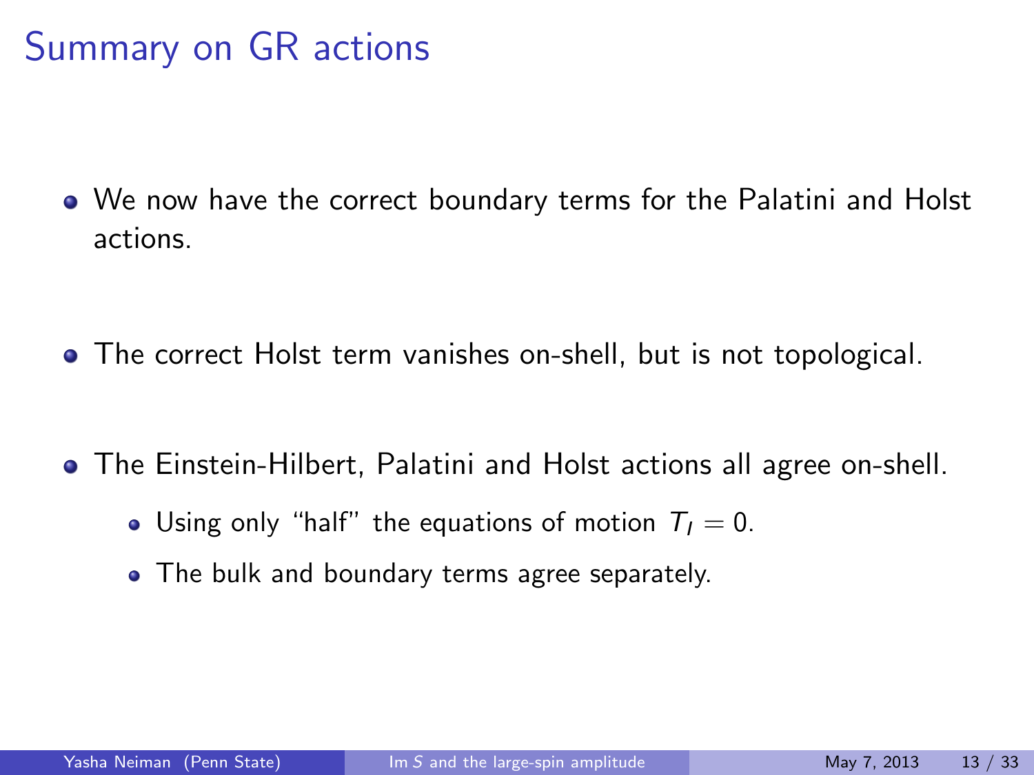# Summary on GR actions

- We now have the correct boundary terms for the Palatini and Holst actions.
- The correct Holst term vanishes on-shell, but is not topological.
- The Einstein-Hilbert, Palatini and Holst actions all agree on-shell.
  - Using only "half" the equations of motion $T_I = 0$.
  - The bulk and boundary terms agree separately.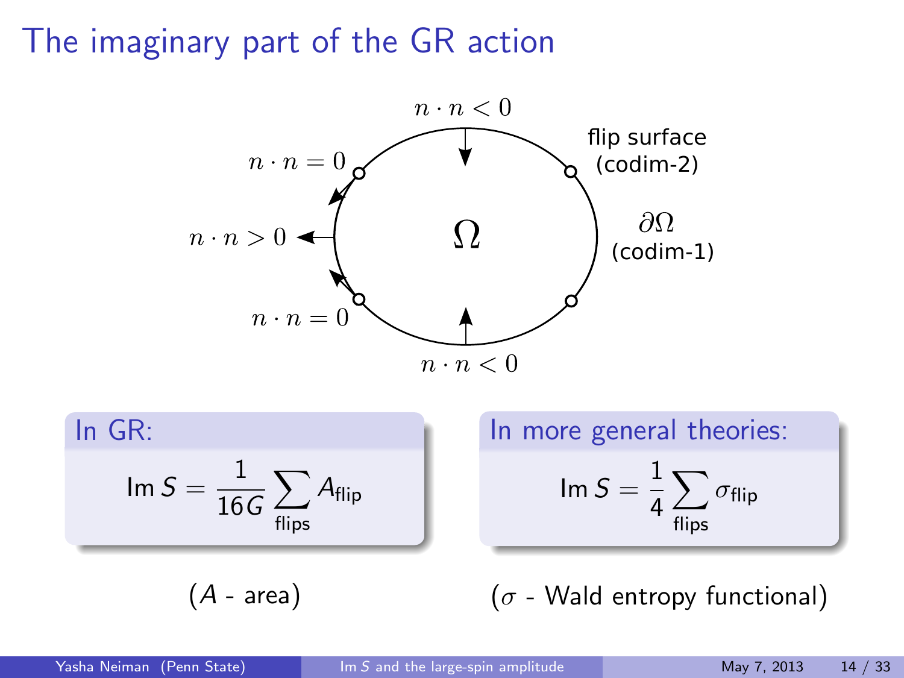# The imaginary part of the GR action

$n \cdot n < 0$

$n \cdot n = 0$

flip surface (codim-2)

$n \cdot n > 0$

$\Omega$

$\partial\Omega$ (codim-1)

$n \cdot n = 0$

$n \cdot n < 0$

**In GR:**

$$\text{Im}\, S = \frac{1}{16G} \sum_{\text{flips}} A_{\text{flip}}$$

($A$ - area)

**In more general theories:**

$$\text{Im}\, S = \frac{1}{4} \sum_{\text{flips}} \sigma_{\text{flip}}$$

($\sigma$ - Wald entropy functional)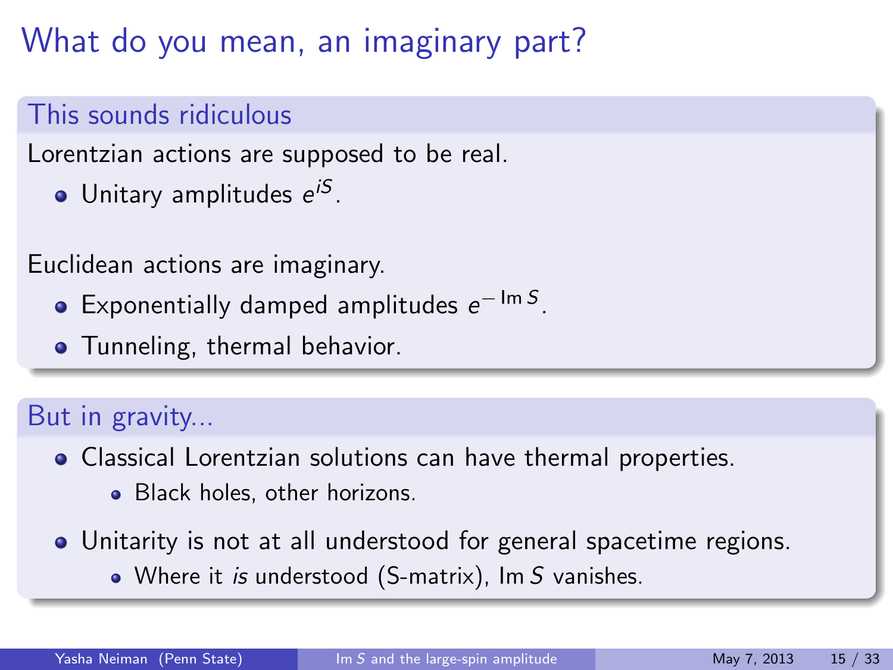# What do you mean, an imaginary part?

### This sounds ridiculous

Lorentzian actions are supposed to be real.

- Unitary amplitudes $e^{iS}$.

Euclidean actions are imaginary.

- Exponentially damped amplitudes $e^{-\operatorname{Im} S}$.
- Tunneling, thermal behavior.

### But in gravity...

- Classical Lorentzian solutions can have thermal properties.
  - Black holes, other horizons.
- Unitarity is not at all understood for general spacetime regions.
  - Where it *is* understood (S-matrix), $\operatorname{Im} S$ vanishes.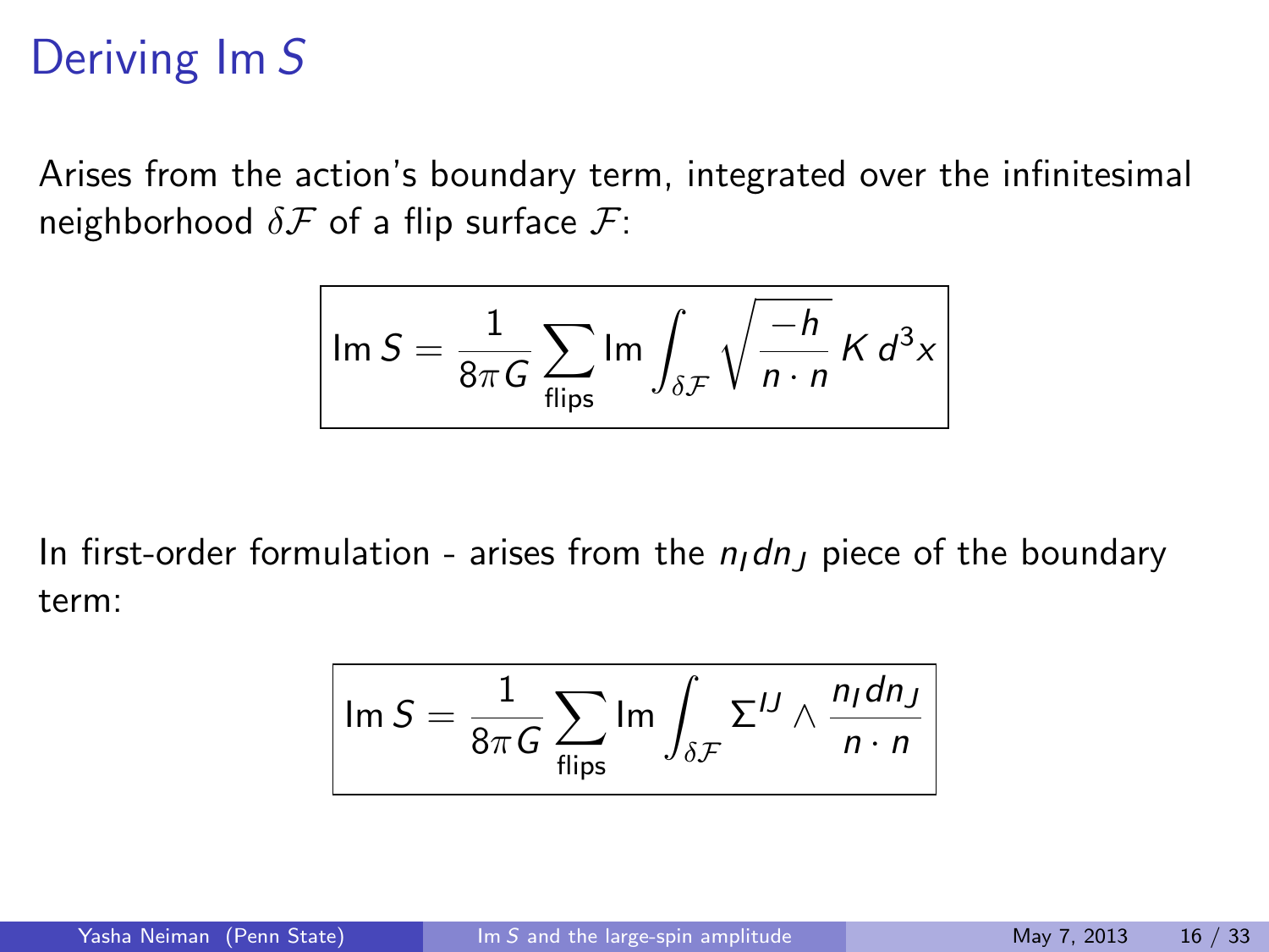# Deriving Im $S$

Arises from the action's boundary term, integrated over the infinitesimal neighborhood $\delta\mathcal{F}$ of a flip surface $\mathcal{F}$:

$$\boxed{\operatorname{Im} S = \frac{1}{8\pi G} \sum_{\text{flips}} \operatorname{Im} \int_{\delta\mathcal{F}} \sqrt{\frac{-h}{n \cdot n}}\, K\, d^3x}$$

In first-order formulation - arises from the $n_I dn_J$ piece of the boundary term:

$$\boxed{\operatorname{Im} S = \frac{1}{8\pi G} \sum_{\text{flips}} \operatorname{Im} \int_{\delta\mathcal{F}} \Sigma^{IJ} \wedge \frac{n_I dn_J}{n \cdot n}}$$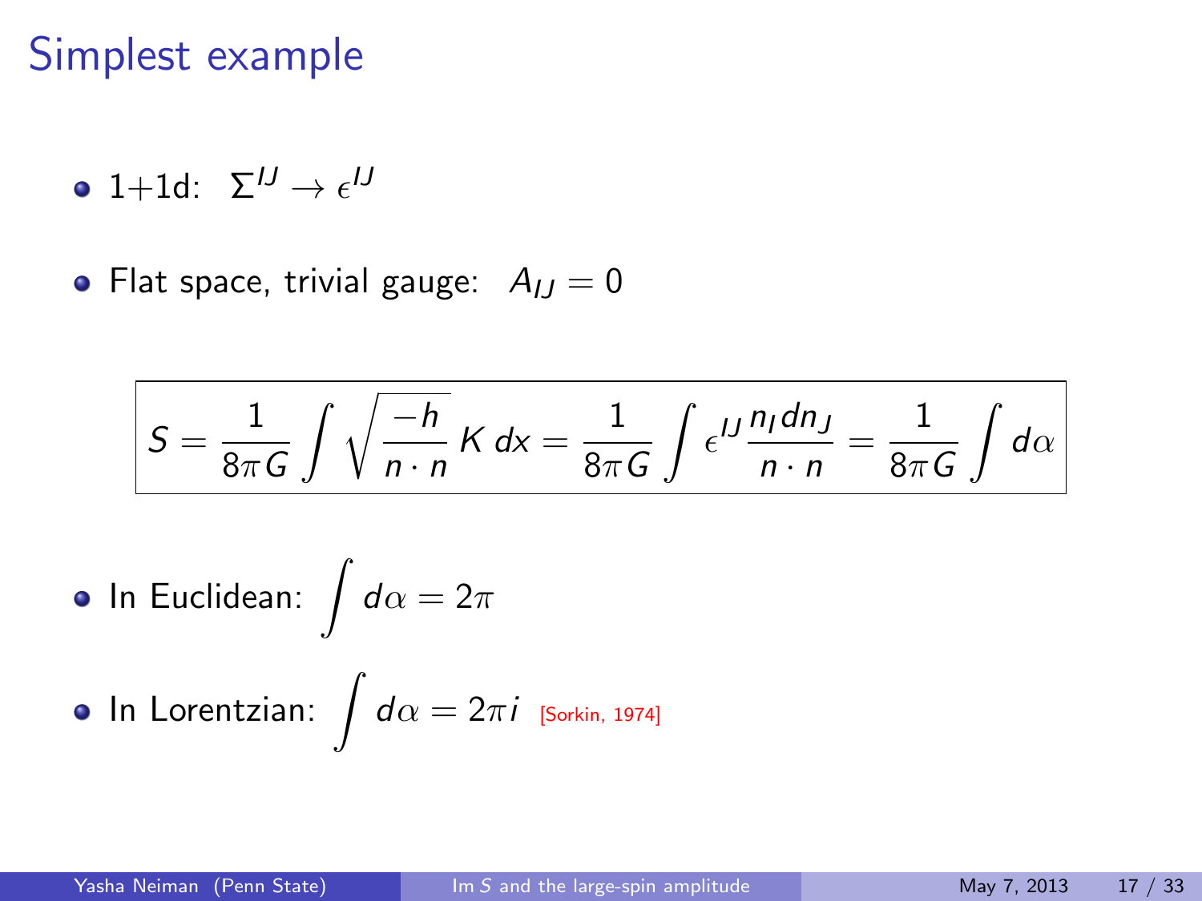# Simplest example

- 1+1d: $\Sigma^{IJ} \rightarrow \epsilon^{IJ}$
- Flat space, trivial gauge: $A_{IJ} = 0$

$$S = \frac{1}{8\pi G} \int \sqrt{\frac{-h}{n \cdot n}}\, K\, dx = \frac{1}{8\pi G} \int \epsilon^{IJ} \frac{n_I dn_J}{n \cdot n} = \frac{1}{8\pi G} \int d\alpha$$

- In Euclidean: $\int d\alpha = 2\pi$
- In Lorentzian: $\int d\alpha = 2\pi i$ [Sorkin, 1974]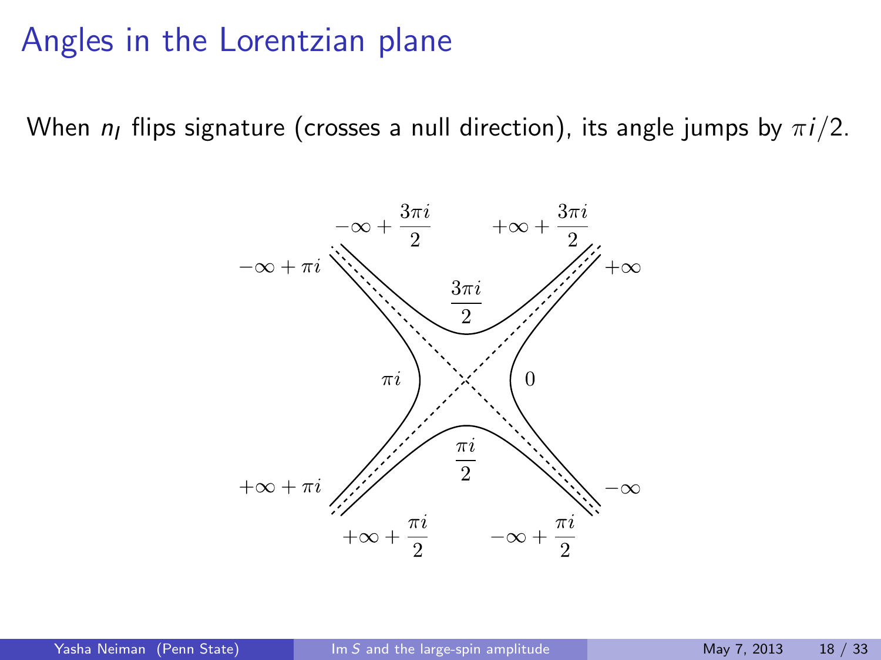# Angles in the Lorentzian plane

When $n_I$ flips signature (crosses a null direction), its angle jumps by $\pi i/2$.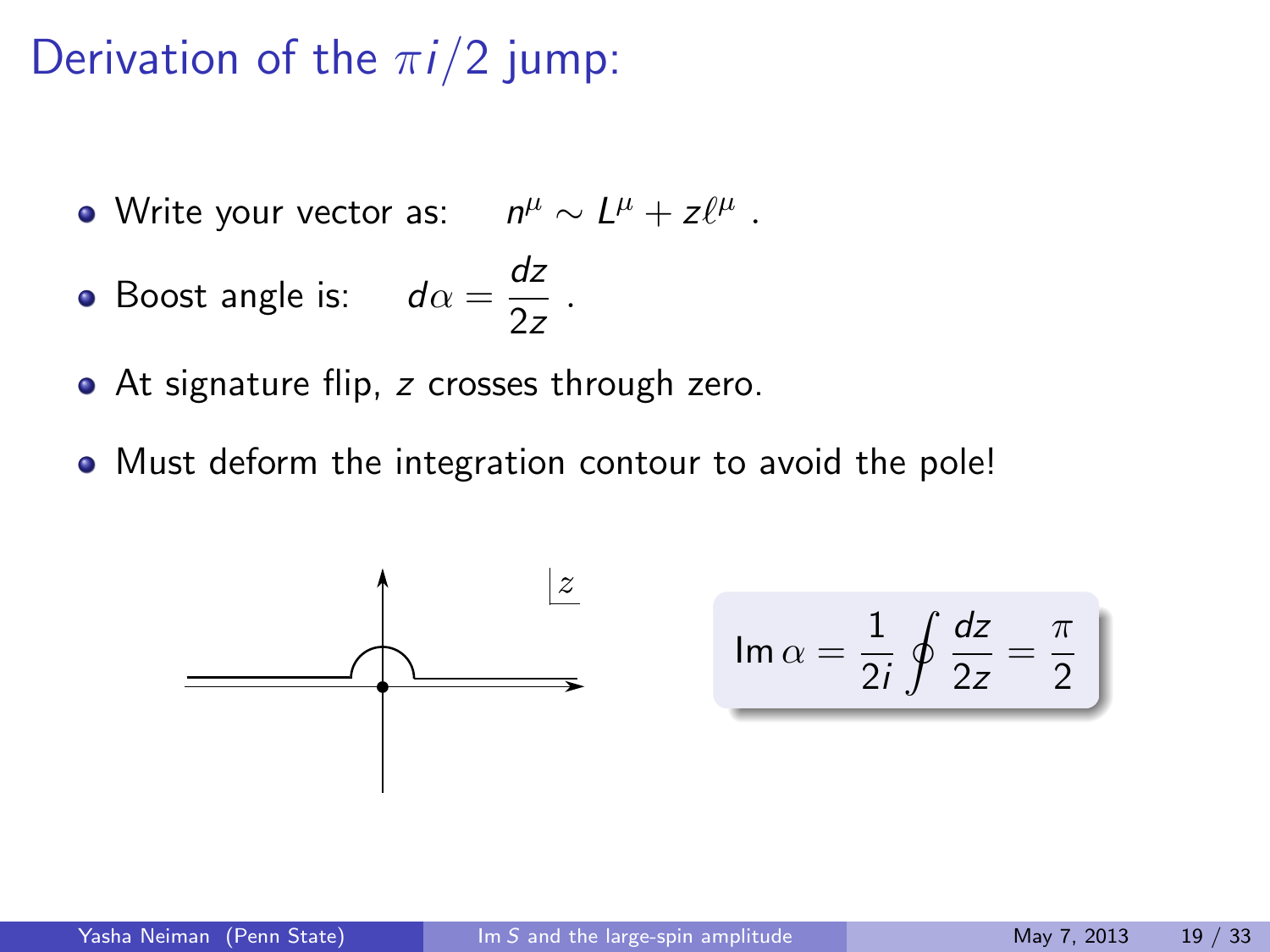# Derivation of the $\pi i/2$ jump:

- Write your vector as: $n^\mu \sim L^\mu + z\ell^\mu$ .
- Boost angle is: $d\alpha = \dfrac{dz}{2z}$ .
- At signature flip, $z$ crosses through zero.
- Must deform the integration contour to avoid the pole!

$$\mathrm{Im}\,\alpha = \frac{1}{2i}\oint \frac{dz}{2z} = \frac{\pi}{2}$$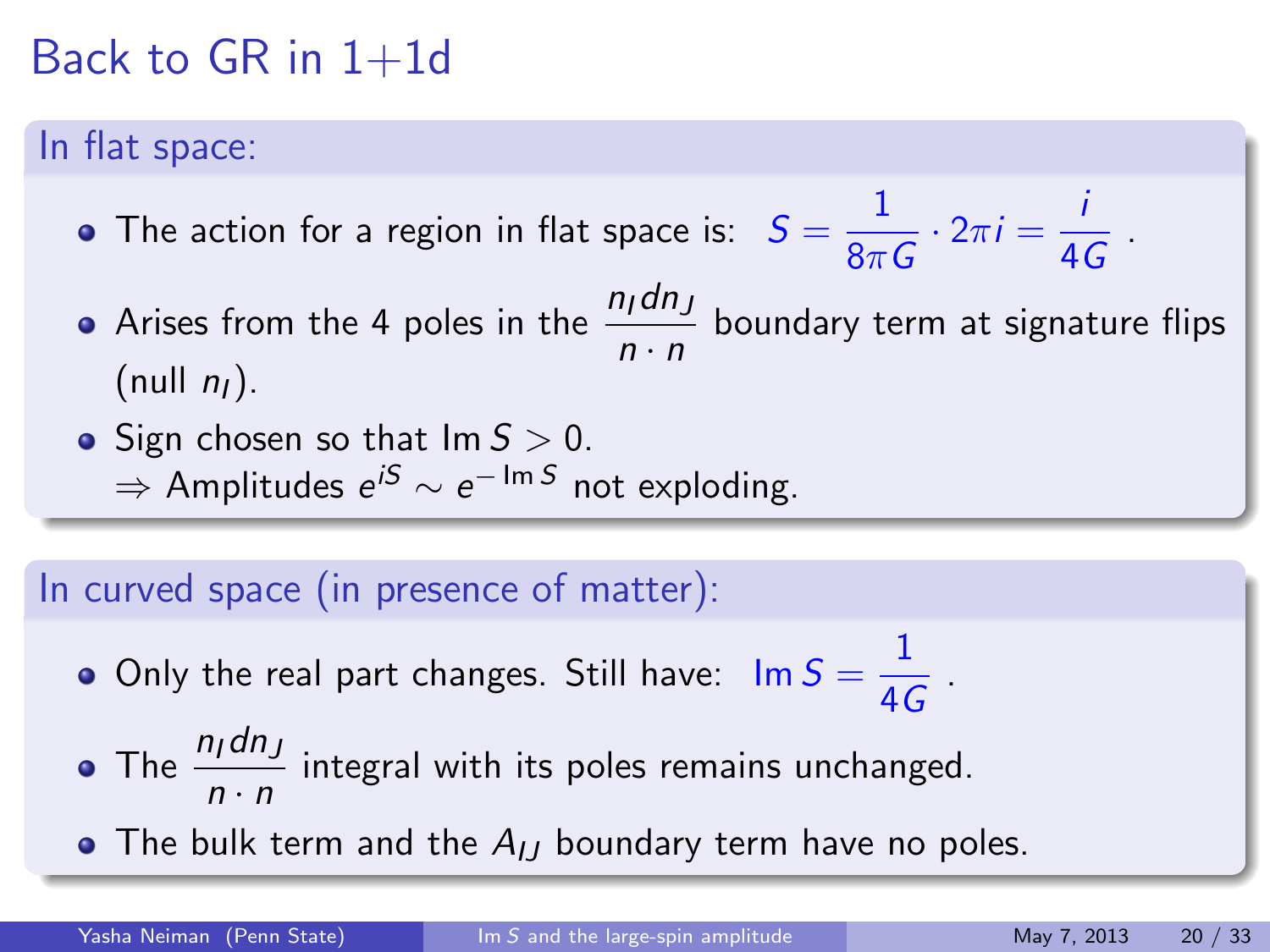# Back to GR in 1+1d

## In flat space:

- The action for a region in flat space is: $S = \frac{1}{8\pi G} \cdot 2\pi i = \frac{i}{4G}$ .
- Arises from the 4 poles in the $\frac{n_I dn_J}{n \cdot n}$ boundary term at signature flips (null $n_I$).
- Sign chosen so that $\operatorname{Im} S > 0$.
  $\Rightarrow$ Amplitudes $e^{iS} \sim e^{-\operatorname{Im} S}$ not exploding.

## In curved space (in presence of matter):

- Only the real part changes. Still have: $\operatorname{Im} S = \frac{1}{4G}$ .
- The $\frac{n_I dn_J}{n \cdot n}$ integral with its poles remains unchanged.
- The bulk term and the $A_{IJ}$ boundary term have no poles.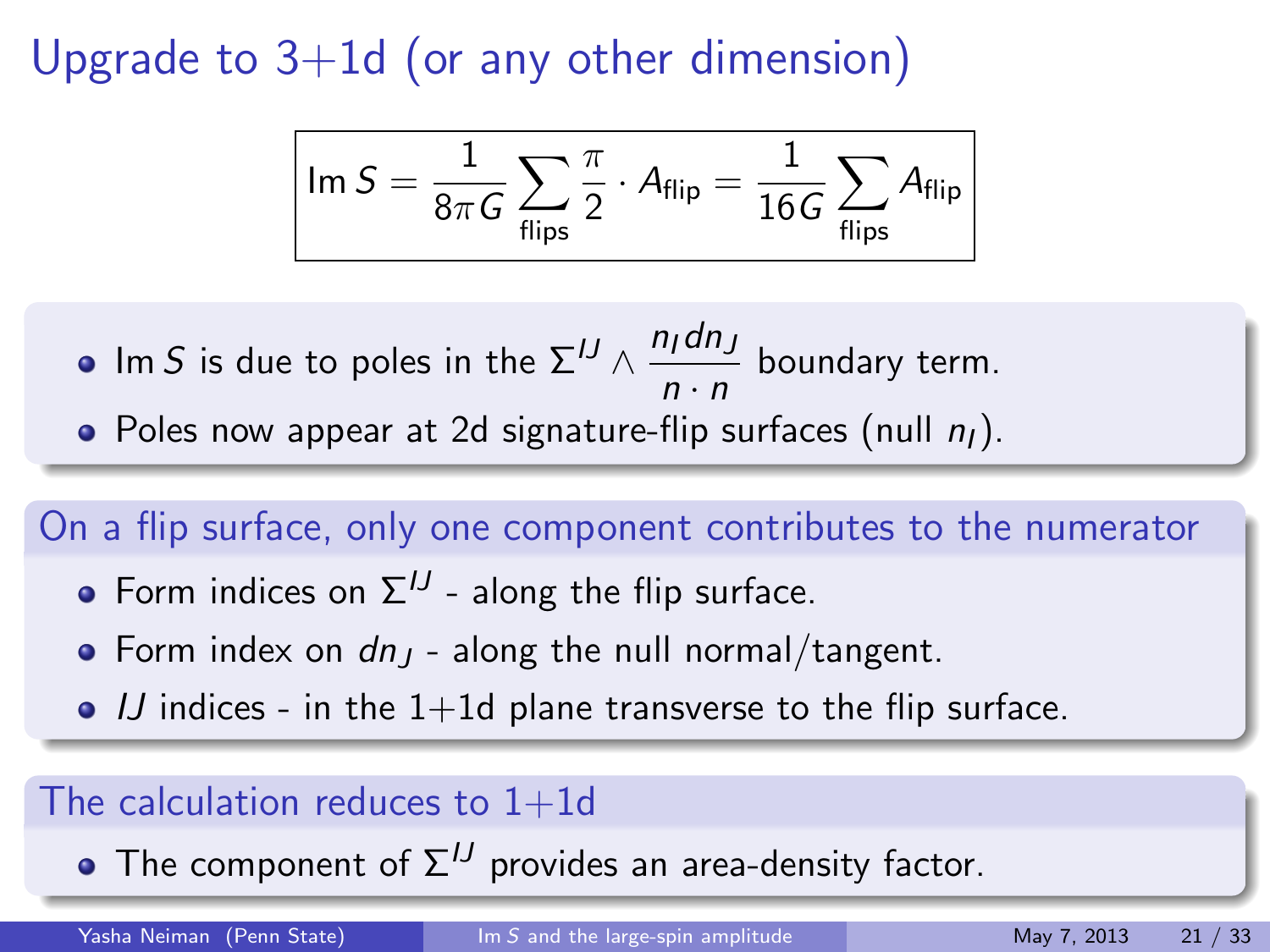# Upgrade to 3+1d (or any other dimension)

$$\operatorname{Im} S = \frac{1}{8\pi G} \sum_{\text{flips}} \frac{\pi}{2} \cdot A_{\text{flip}} = \frac{1}{16G} \sum_{\text{flips}} A_{\text{flip}}$$

- $\operatorname{Im} S$ is due to poles in the $\Sigma^{IJ} \wedge \dfrac{n_I dn_J}{n \cdot n}$ boundary term.
- Poles now appear at 2d signature-flip surfaces (null $n_I$).

### On a flip surface, only one component contributes to the numerator

- Form indices on $\Sigma^{IJ}$ - along the flip surface.
- Form index on $dn_J$ - along the null normal/tangent.
- $IJ$ indices - in the 1+1d plane transverse to the flip surface.

### The calculation reduces to 1+1d

- The component of $\Sigma^{IJ}$ provides an area-density factor.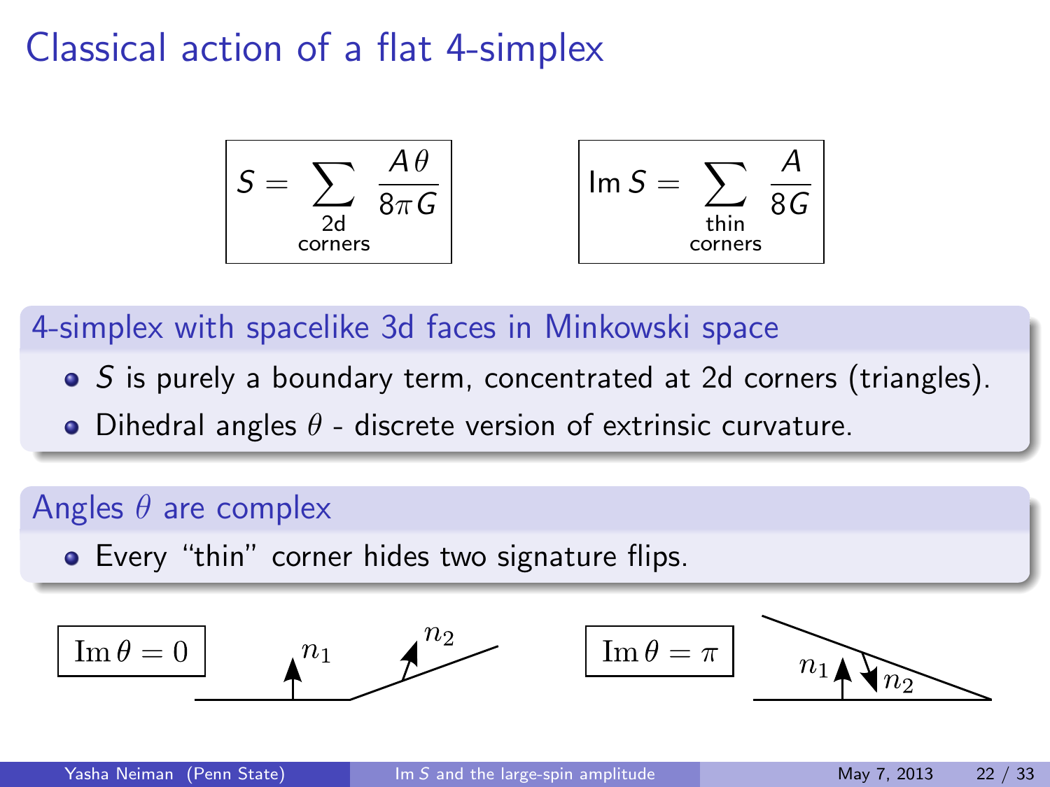# Classical action of a flat 4-simplex

$$S = \sum_{\substack{\text{2d} \\ \text{corners}}} \frac{A\,\theta}{8\pi G}$$

$$\operatorname{Im} S = \sum_{\substack{\text{thin} \\ \text{corners}}} \frac{A}{8G}$$

## 4-simplex with spacelike 3d faces in Minkowski space

- $S$ is purely a boundary term, concentrated at 2d corners (triangles).
- Dihedral angles $\theta$ - discrete version of extrinsic curvature.

## Angles $\theta$ are complex

- Every "thin" corner hides two signature flips.

$\operatorname{Im}\theta = 0$ ($n_1$, $n_2$)

$\operatorname{Im}\theta = \pi$ ($n_1$, $n_2$)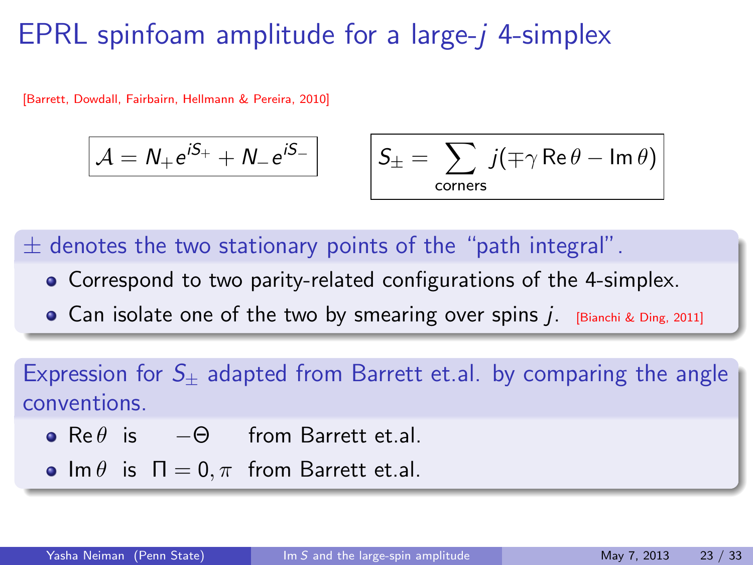# EPRL spinfoam amplitude for a large-$j$ 4-simplex

[Barrett, Dowdall, Fairbairn, Hellmann & Pereira, 2010]

$$\mathcal{A} = N_+ e^{iS_+} + N_- e^{iS_-}$$

$$S_\pm = \sum_{\text{corners}} j(\mp\gamma \operatorname{Re}\theta - \operatorname{Im}\theta)$$

$\pm$ denotes the two stationary points of the "path integral".

- Correspond to two parity-related configurations of the 4-simplex.
- Can isolate one of the two by smearing over spins $j$. [Bianchi & Ding, 2011]

Expression for $S_\pm$ adapted from Barrett et.al. by comparing the angle conventions.

- $\operatorname{Re}\theta$ is $-\Theta$ from Barrett et.al.
- $\operatorname{Im}\theta$ is $\Pi = 0, \pi$ from Barrett et.al.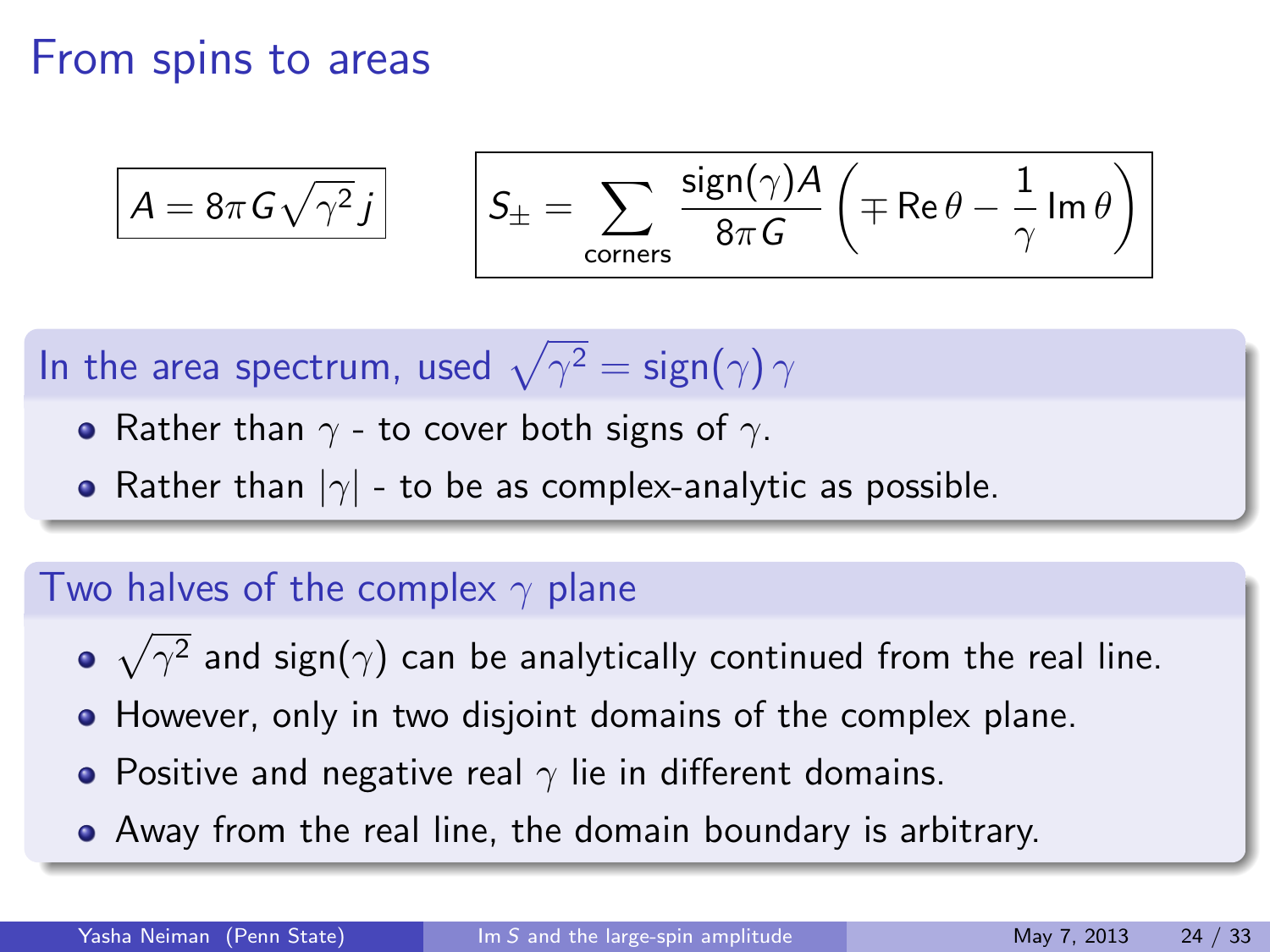# From spins to areas

$$A = 8\pi G \sqrt{\gamma^2}\, j$$

$$S_\pm = \sum_{\text{corners}} \frac{\text{sign}(\gamma) A}{8\pi G} \left( \mp \operatorname{Re}\theta - \frac{1}{\gamma} \operatorname{Im}\theta \right)$$

### In the area spectrum, used $\sqrt{\gamma^2} = \text{sign}(\gamma)\,\gamma$

- Rather than $\gamma$ - to cover both signs of $\gamma$.
- Rather than $|\gamma|$ - to be as complex-analytic as possible.

### Two halves of the complex $\gamma$ plane

- $\sqrt{\gamma^2}$ and $\text{sign}(\gamma)$ can be analytically continued from the real line.
- However, only in two disjoint domains of the complex plane.
- Positive and negative real $\gamma$ lie in different domains.
- Away from the real line, the domain boundary is arbitrary.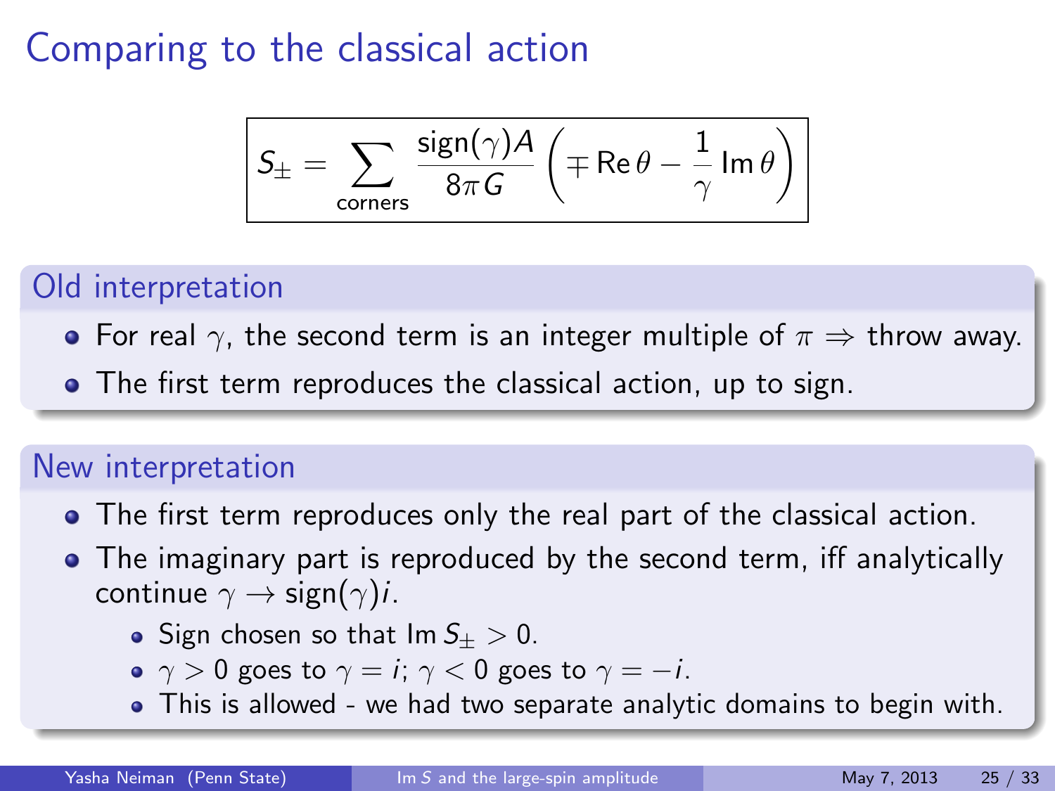# Comparing to the classical action

$$S_\pm = \sum_{\text{corners}} \frac{\text{sign}(\gamma) A}{8\pi G} \left( \mp \operatorname{Re}\theta - \frac{1}{\gamma} \operatorname{Im}\theta \right)$$

## Old interpretation

- For real $\gamma$, the second term is an integer multiple of $\pi \Rightarrow$ throw away.
- The first term reproduces the classical action, up to sign.

## New interpretation

- The first term reproduces only the real part of the classical action.
- The imaginary part is reproduced by the second term, iff analytically continue $\gamma \to \text{sign}(\gamma) i$.
  - Sign chosen so that $\operatorname{Im} S_\pm > 0$.
  - $\gamma > 0$ goes to $\gamma = i$; $\gamma < 0$ goes to $\gamma = -i$.
  - This is allowed - we had two separate analytic domains to begin with.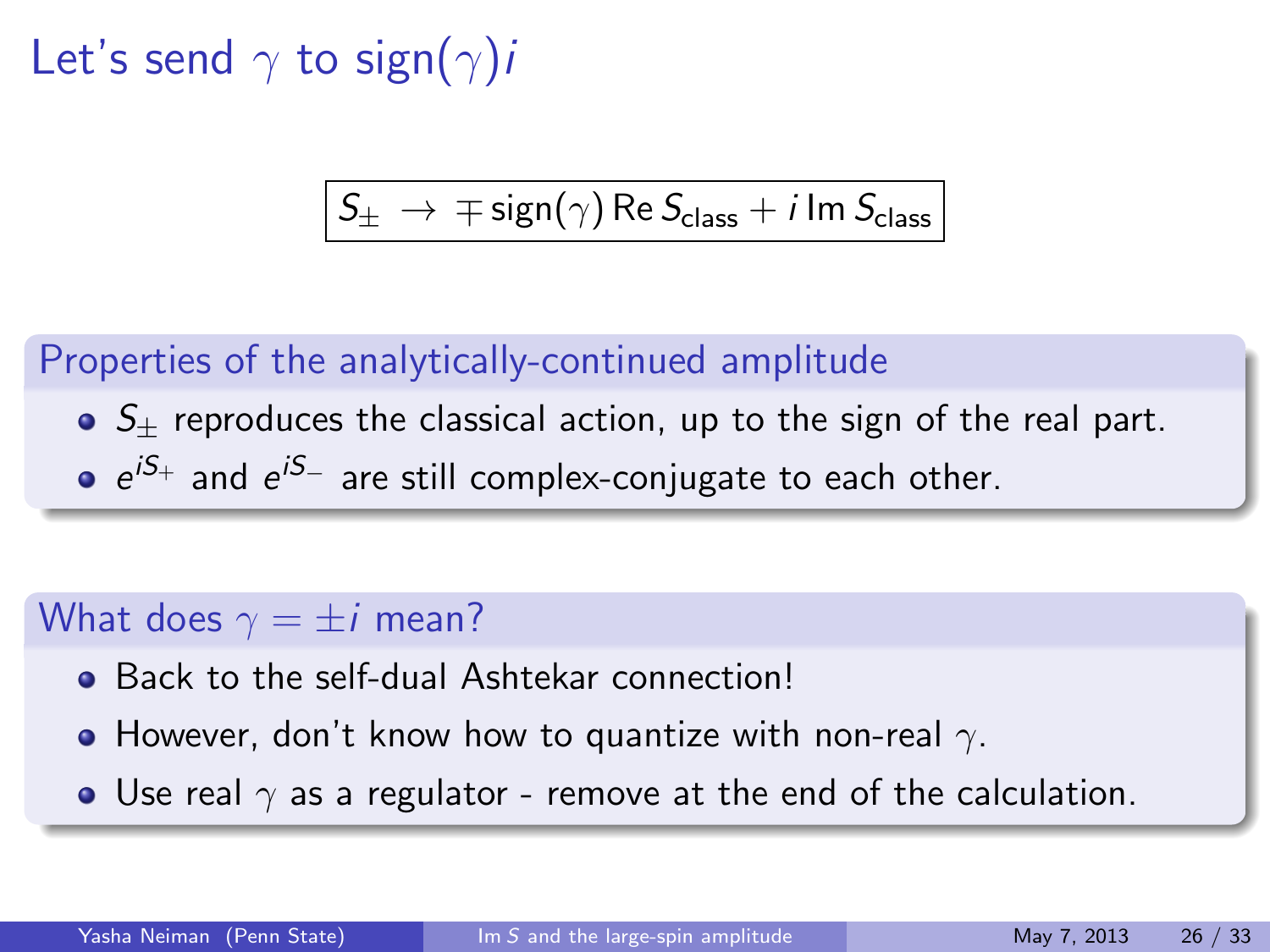# Let's send $\gamma$ to $\text{sign}(\gamma)i$

$$S_\pm \;\rightarrow\; \mp\,\text{sign}(\gamma)\,\text{Re}\,S_{\text{class}} + i\,\text{Im}\,S_{\text{class}}$$

## Properties of the analytically-continued amplitude

- $S_\pm$ reproduces the classical action, up to the sign of the real part.
- $e^{iS_+}$ and $e^{iS_-}$ are still complex-conjugate to each other.

## What does $\gamma = \pm i$ mean?

- Back to the self-dual Ashtekar connection!
- However, don't know how to quantize with non-real $\gamma$.
- Use real $\gamma$ as a regulator - remove at the end of the calculation.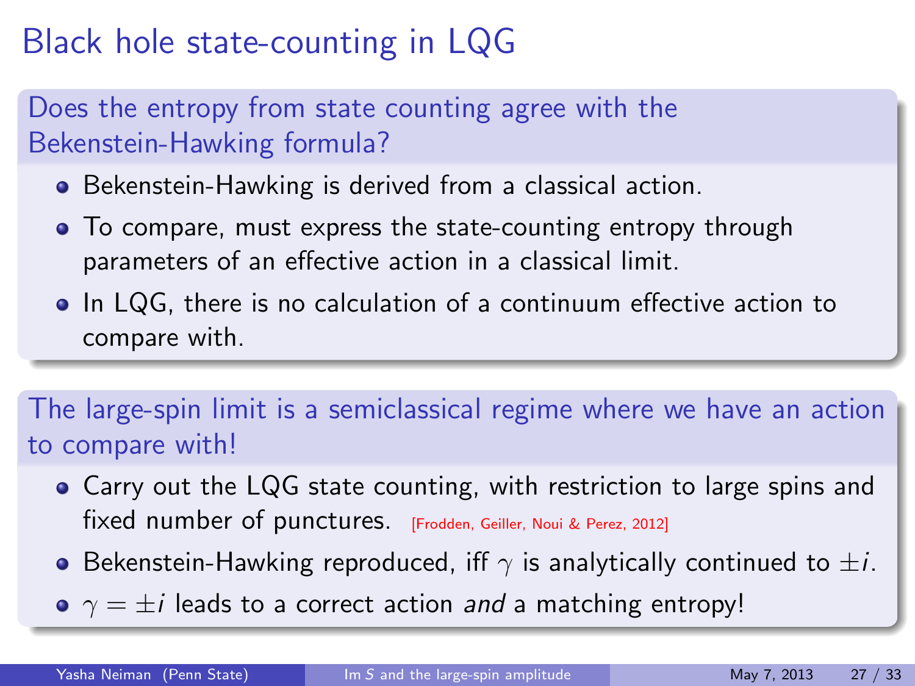# Black hole state-counting in LQG

## Does the entropy from state counting agree with the Bekenstein-Hawking formula?

- Bekenstein-Hawking is derived from a classical action.
- To compare, must express the state-counting entropy through parameters of an effective action in a classical limit.
- In LQG, there is no calculation of a continuum effective action to compare with.

## The large-spin limit is a semiclassical regime where we have an action to compare with!

- Carry out the LQG state counting, with restriction to large spins and fixed number of punctures. [Frodden, Geiller, Noui & Perez, 2012]
- Bekenstein-Hawking reproduced, iff $\gamma$ is analytically continued to $\pm i$.
- $\gamma = \pm i$ leads to a correct action *and* a matching entropy!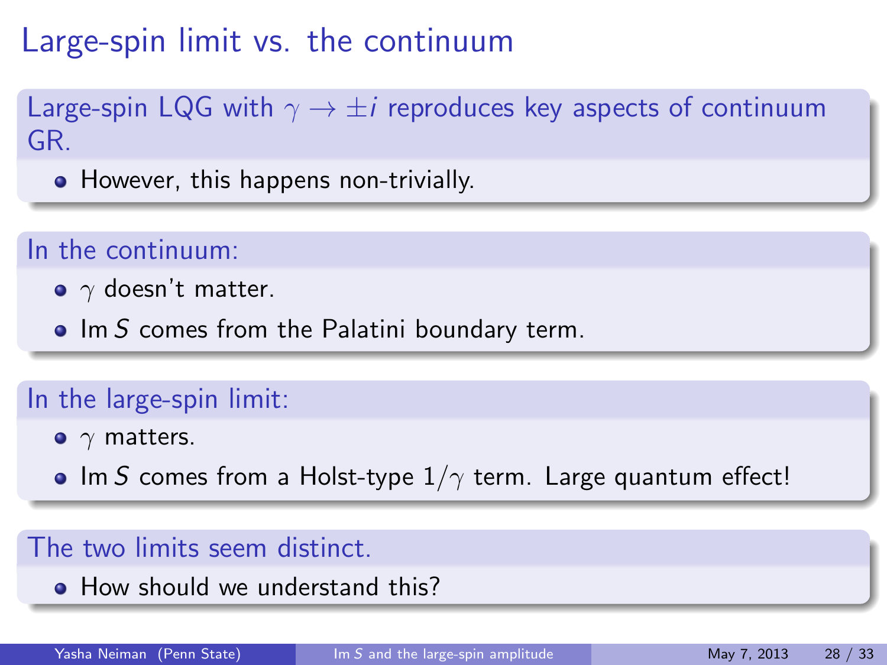# Large-spin limit vs. the continuum

**Large-spin LQG with $\gamma \to \pm i$ reproduces key aspects of continuum GR.**

- However, this happens non-trivially.

**In the continuum:**

- $\gamma$ doesn't matter.
- $\operatorname{Im} S$ comes from the Palatini boundary term.

**In the large-spin limit:**

- $\gamma$ matters.
- $\operatorname{Im} S$ comes from a Holst-type $1/\gamma$ term. Large quantum effect!

**The two limits seem distinct.**

- How should we understand this?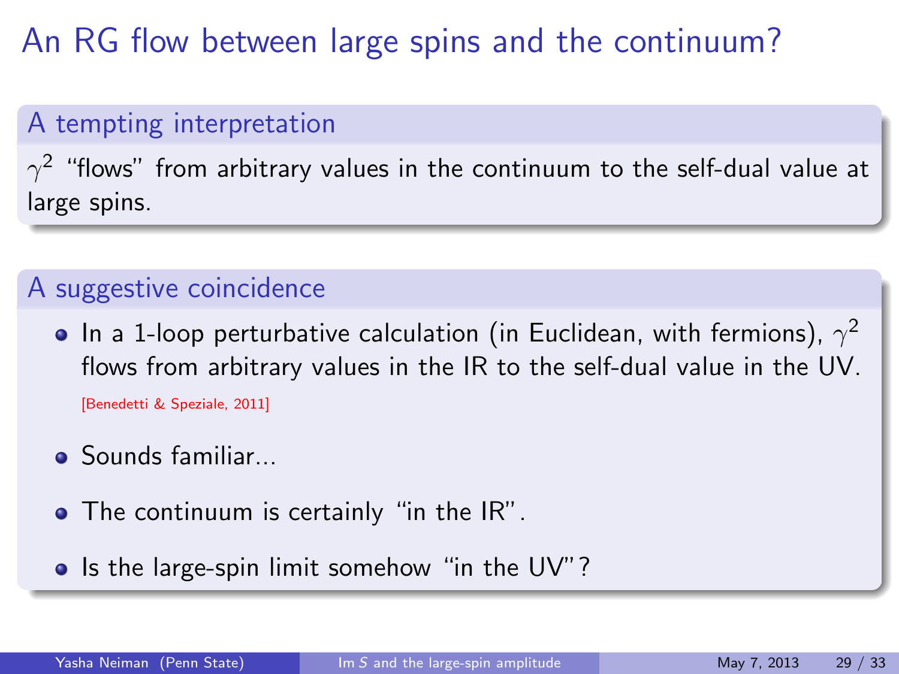# An RG flow between large spins and the continuum?

## A tempting interpretation

$\gamma^2$ "flows" from arbitrary values in the continuum to the self-dual value at large spins.

## A suggestive coincidence

- In a 1-loop perturbative calculation (in Euclidean, with fermions), $\gamma^2$ flows from arbitrary values in the IR to the self-dual value in the UV. [Benedetti & Speziale, 2011]
- Sounds familiar...
- The continuum is certainly "in the IR".
- Is the large-spin limit somehow "in the UV"?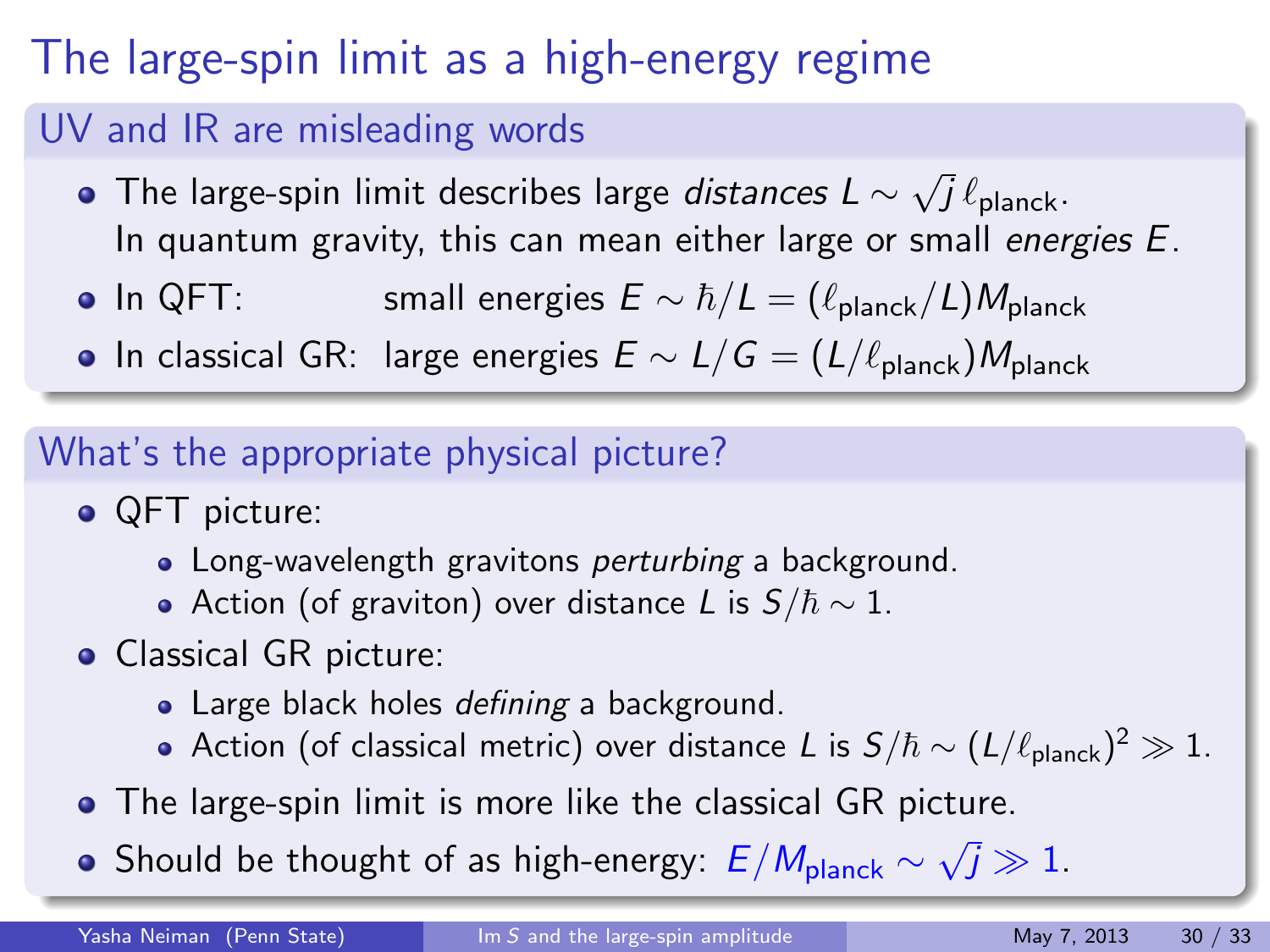# The large-spin limit as a high-energy regime

## UV and IR are misleading words

- The large-spin limit describes large *distances* $L \sim \sqrt{j}\,\ell_{\text{planck}}$. In quantum gravity, this can mean either large or small *energies* $E$.
- In QFT: small energies $E \sim \hbar/L = (\ell_{\text{planck}}/L) M_{\text{planck}}$
- In classical GR: large energies $E \sim L/G = (L/\ell_{\text{planck}}) M_{\text{planck}}$

## What's the appropriate physical picture?

- QFT picture:
  - Long-wavelength gravitons *perturbing* a background.
  - Action (of graviton) over distance $L$ is $S/\hbar \sim 1$.
- Classical GR picture:
  - Large black holes *defining* a background.
  - Action (of classical metric) over distance $L$ is $S/\hbar \sim (L/\ell_{\text{planck}})^2 \gg 1$.
- The large-spin limit is more like the classical GR picture.
- Should be thought of as high-energy: $E/M_{\text{planck}} \sim \sqrt{j} \gg 1$.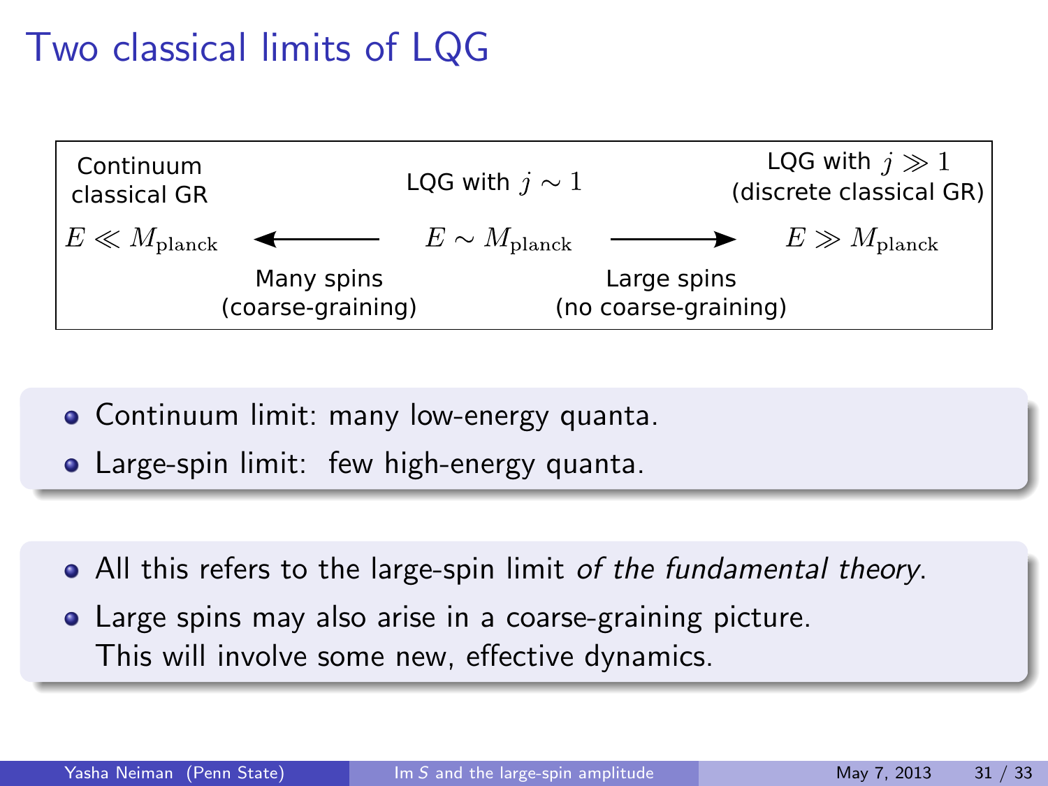# Two classical limits of LQG

| Continuum classical GR | | LQG with $j \sim 1$ | | LQG with $j \gg 1$ (discrete classical GR) |
|---|---|---|---|---|
| $E \ll M_{\text{planck}}$ | ← | $E \sim M_{\text{planck}}$ | → | $E \gg M_{\text{planck}}$ |
| | Many spins (coarse-graining) | | Large spins (no coarse-graining) | |

- Continuum limit: many low-energy quanta.
- Large-spin limit: few high-energy quanta.

- All this refers to the large-spin limit *of the fundamental theory*.
- Large spins may also arise in a coarse-graining picture. This will involve some new, effective dynamics.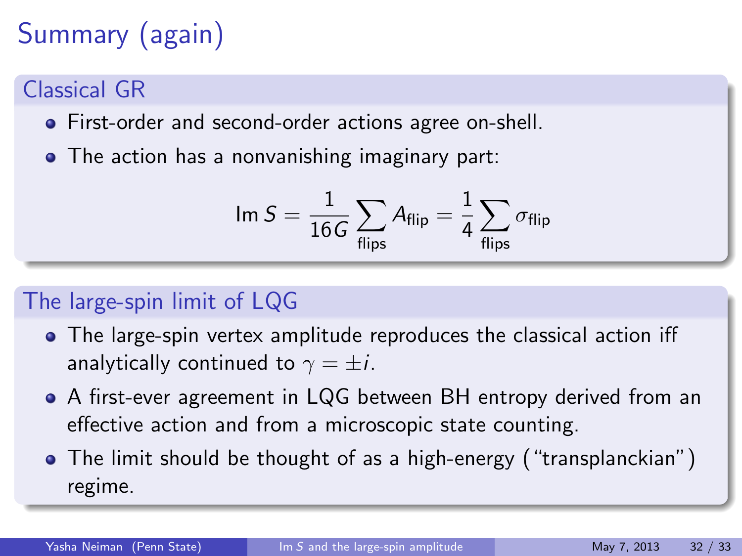# Summary (again)

## Classical GR

- First-order and second-order actions agree on-shell.
- The action has a nonvanishing imaginary part:

$$\operatorname{Im} S = \frac{1}{16G} \sum_{\text{flips}} A_{\text{flip}} = \frac{1}{4} \sum_{\text{flips}} \sigma_{\text{flip}}$$

## The large-spin limit of LQG

- The large-spin vertex amplitude reproduces the classical action iff analytically continued to $\gamma = \pm i$.
- A first-ever agreement in LQG between BH entropy derived from an effective action and from a microscopic state counting.
- The limit should be thought of as a high-energy ("transplanckian") regime.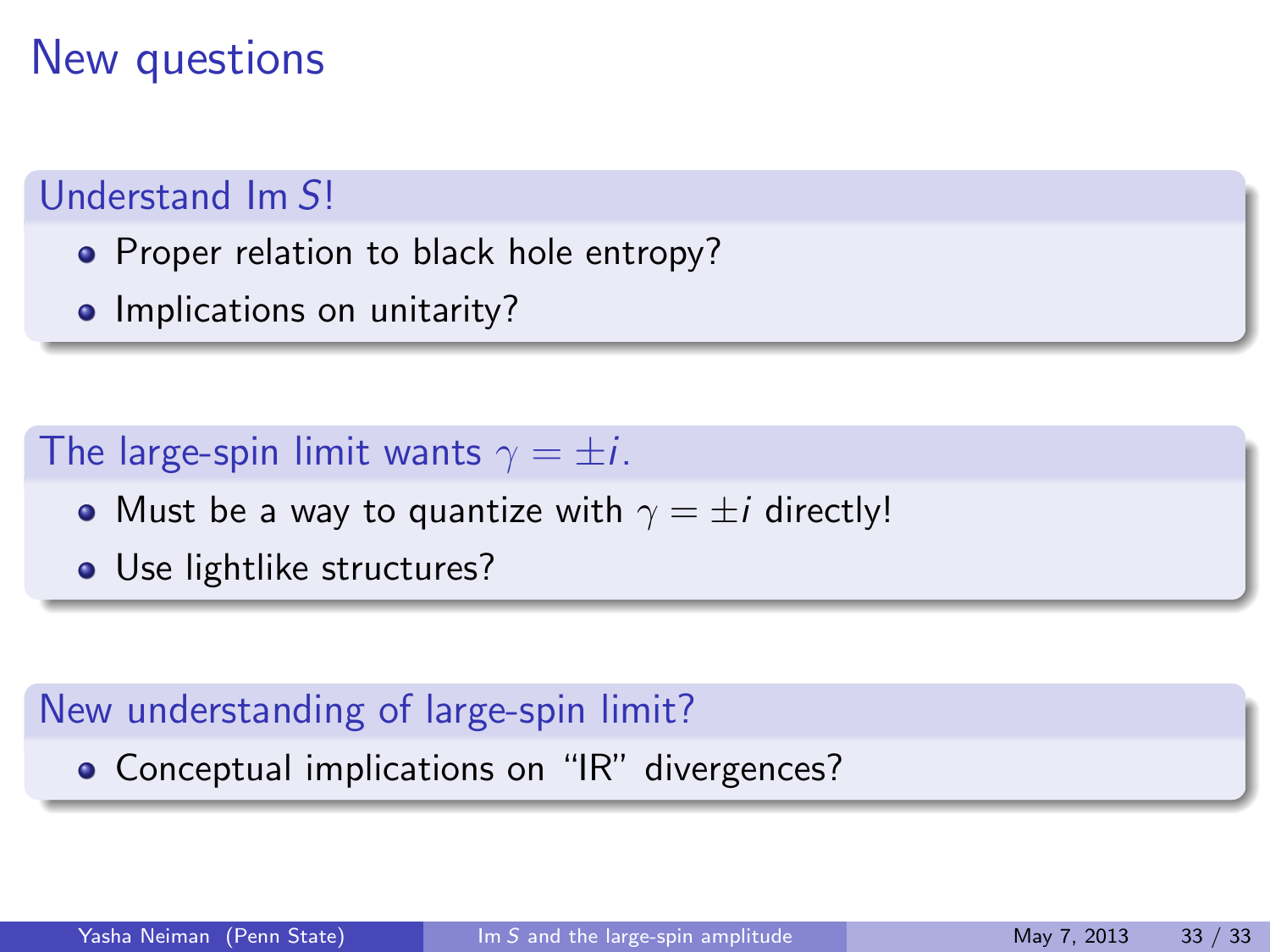# New questions

## Understand Im $S$!

- Proper relation to black hole entropy?
- Implications on unitarity?

## The large-spin limit wants $\gamma = \pm i$.

- Must be a way to quantize with $\gamma = \pm i$ directly!
- Use lightlike structures?

## New understanding of large-spin limit?

- Conceptual implications on "IR" divergences?